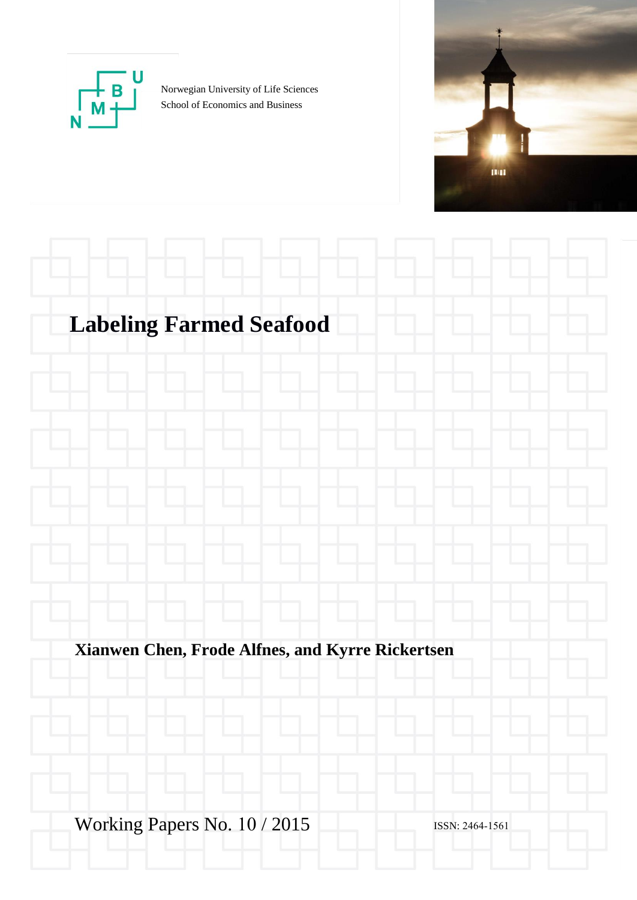Norwegian University of Life Sciences
School of Economics and Business

# Labeling Farmed Seafood

**Xianwen Chen, Frode Alfnes, and Kyrre Rickertsen**

Working Papers No. 10 / 2015

ISSN: 2464-1561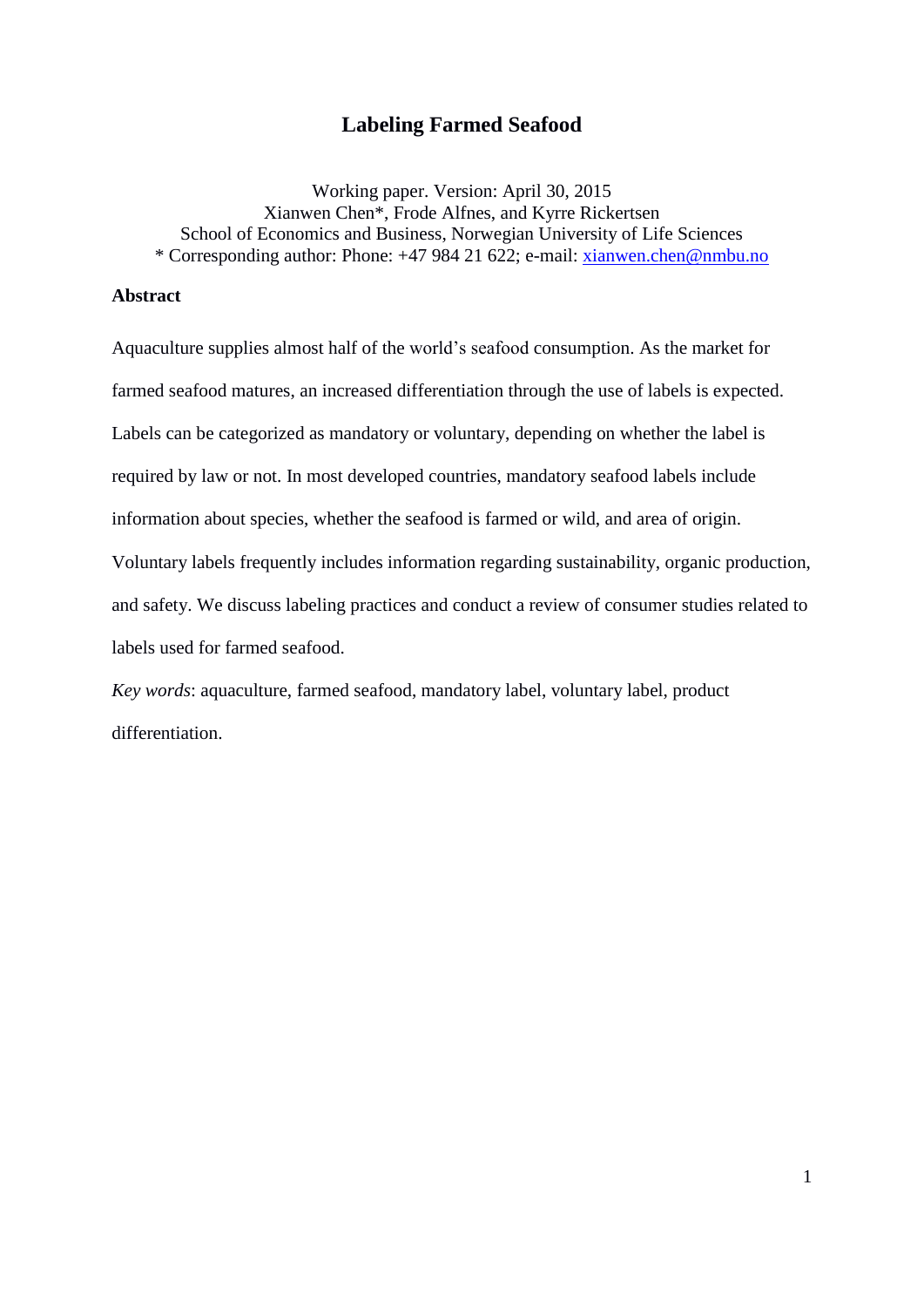# Labeling Farmed Seafood

Working paper. Version: April 30, 2015
Xianwen Chen*, Frode Alfnes, and Kyrre Rickertsen
School of Economics and Business, Norwegian University of Life Sciences
* Corresponding author: Phone: +47 984 21 622; e-mail: xianwen.chen@nmbu.no

## Abstract

Aquaculture supplies almost half of the world's seafood consumption. As the market for farmed seafood matures, an increased differentiation through the use of labels is expected. Labels can be categorized as mandatory or voluntary, depending on whether the label is required by law or not. In most developed countries, mandatory seafood labels include information about species, whether the seafood is farmed or wild, and area of origin. Voluntary labels frequently includes information regarding sustainability, organic production, and safety. We discuss labeling practices and conduct a review of consumer studies related to labels used for farmed seafood.

*Key words*: aquaculture, farmed seafood, mandatory label, voluntary label, product differentiation.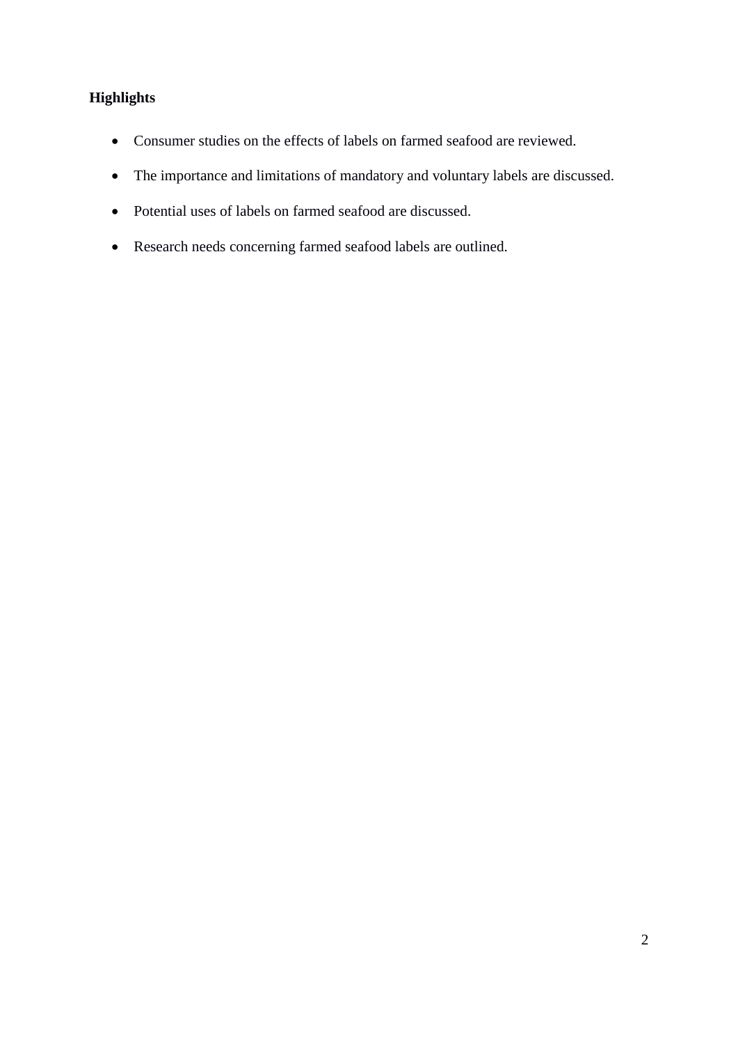**Highlights**

- Consumer studies on the effects of labels on farmed seafood are reviewed.
- The importance and limitations of mandatory and voluntary labels are discussed.
- Potential uses of labels on farmed seafood are discussed.
- Research needs concerning farmed seafood labels are outlined.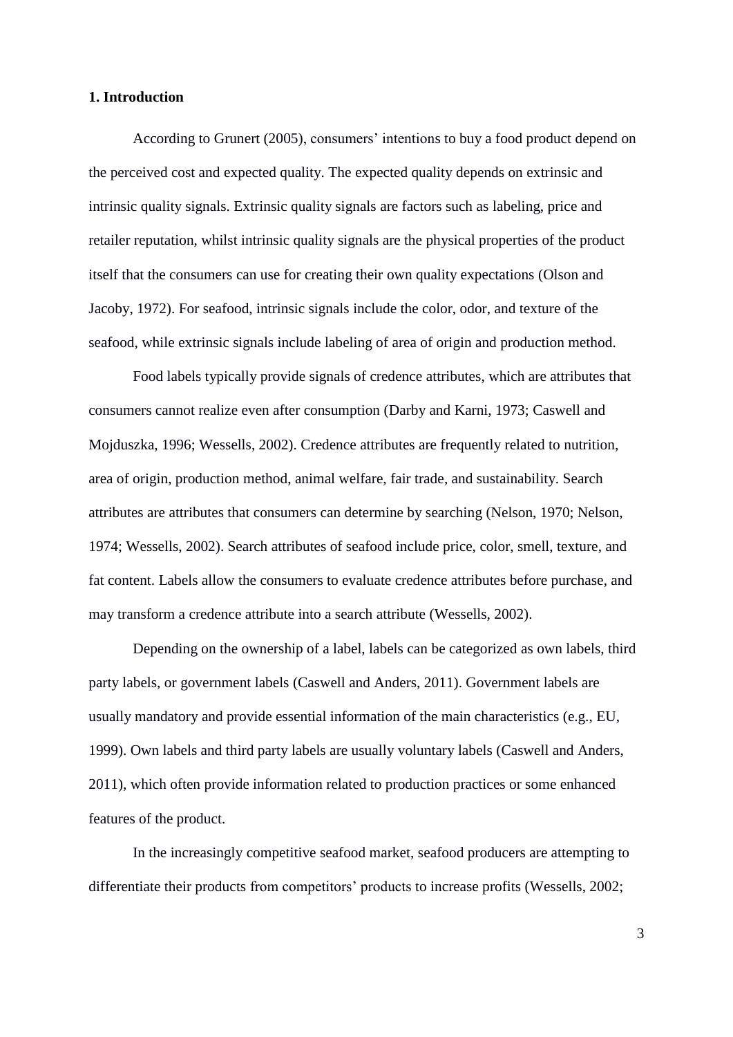## 1. Introduction

According to Grunert (2005), consumers' intentions to buy a food product depend on the perceived cost and expected quality. The expected quality depends on extrinsic and intrinsic quality signals. Extrinsic quality signals are factors such as labeling, price and retailer reputation, whilst intrinsic quality signals are the physical properties of the product itself that the consumers can use for creating their own quality expectations (Olson and Jacoby, 1972). For seafood, intrinsic signals include the color, odor, and texture of the seafood, while extrinsic signals include labeling of area of origin and production method.

Food labels typically provide signals of credence attributes, which are attributes that consumers cannot realize even after consumption (Darby and Karni, 1973; Caswell and Mojduszka, 1996; Wessells, 2002). Credence attributes are frequently related to nutrition, area of origin, production method, animal welfare, fair trade, and sustainability. Search attributes are attributes that consumers can determine by searching (Nelson, 1970; Nelson, 1974; Wessells, 2002). Search attributes of seafood include price, color, smell, texture, and fat content. Labels allow the consumers to evaluate credence attributes before purchase, and may transform a credence attribute into a search attribute (Wessells, 2002).

Depending on the ownership of a label, labels can be categorized as own labels, third party labels, or government labels (Caswell and Anders, 2011). Government labels are usually mandatory and provide essential information of the main characteristics (e.g., EU, 1999). Own labels and third party labels are usually voluntary labels (Caswell and Anders, 2011), which often provide information related to production practices or some enhanced features of the product.

In the increasingly competitive seafood market, seafood producers are attempting to differentiate their products from competitors' products to increase profits (Wessells, 2002;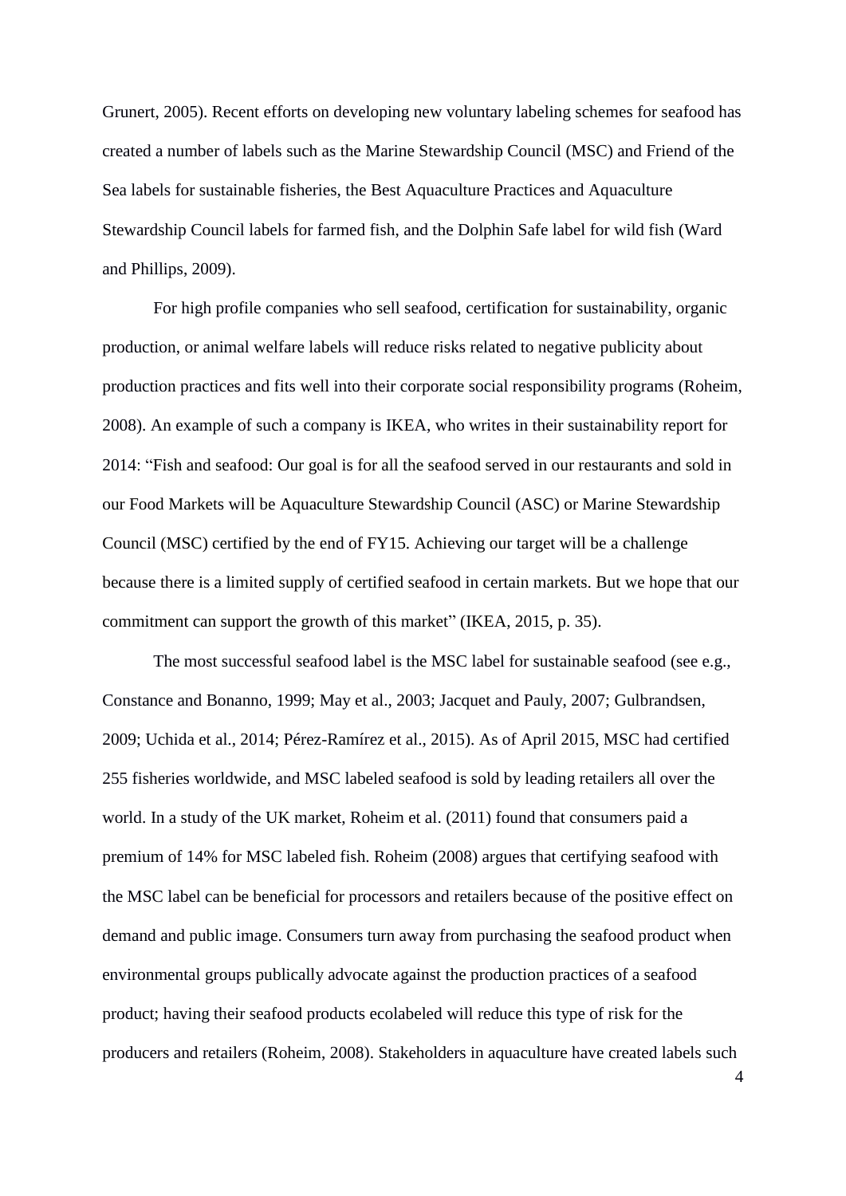Grunert, 2005). Recent efforts on developing new voluntary labeling schemes for seafood has created a number of labels such as the Marine Stewardship Council (MSC) and Friend of the Sea labels for sustainable fisheries, the Best Aquaculture Practices and Aquaculture Stewardship Council labels for farmed fish, and the Dolphin Safe label for wild fish (Ward and Phillips, 2009).

For high profile companies who sell seafood, certification for sustainability, organic production, or animal welfare labels will reduce risks related to negative publicity about production practices and fits well into their corporate social responsibility programs (Roheim, 2008). An example of such a company is IKEA, who writes in their sustainability report for 2014: "Fish and seafood: Our goal is for all the seafood served in our restaurants and sold in our Food Markets will be Aquaculture Stewardship Council (ASC) or Marine Stewardship Council (MSC) certified by the end of FY15. Achieving our target will be a challenge because there is a limited supply of certified seafood in certain markets. But we hope that our commitment can support the growth of this market" (IKEA, 2015, p. 35).

The most successful seafood label is the MSC label for sustainable seafood (see e.g., Constance and Bonanno, 1999; May et al., 2003; Jacquet and Pauly, 2007; Gulbrandsen, 2009; Uchida et al., 2014; Pérez-Ramírez et al., 2015). As of April 2015, MSC had certified 255 fisheries worldwide, and MSC labeled seafood is sold by leading retailers all over the world. In a study of the UK market, Roheim et al. (2011) found that consumers paid a premium of 14% for MSC labeled fish. Roheim (2008) argues that certifying seafood with the MSC label can be beneficial for processors and retailers because of the positive effect on demand and public image. Consumers turn away from purchasing the seafood product when environmental groups publically advocate against the production practices of a seafood product; having their seafood products ecolabeled will reduce this type of risk for the producers and retailers (Roheim, 2008). Stakeholders in aquaculture have created labels such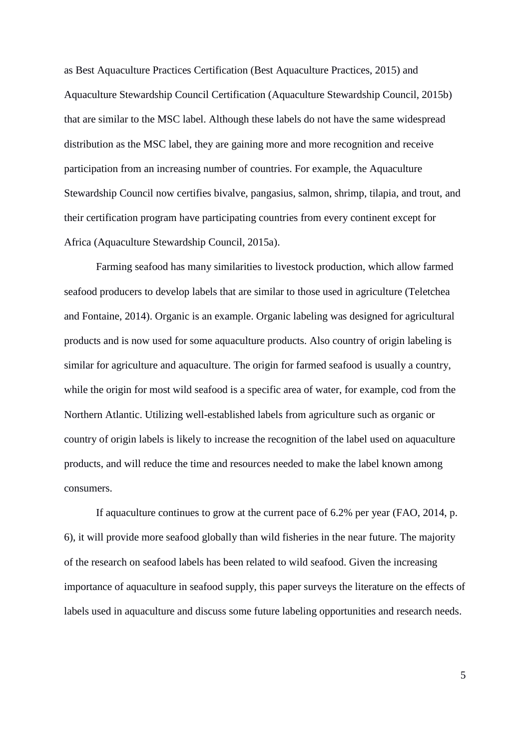as Best Aquaculture Practices Certification (Best Aquaculture Practices, 2015) and Aquaculture Stewardship Council Certification (Aquaculture Stewardship Council, 2015b) that are similar to the MSC label. Although these labels do not have the same widespread distribution as the MSC label, they are gaining more and more recognition and receive participation from an increasing number of countries. For example, the Aquaculture Stewardship Council now certifies bivalve, pangasius, salmon, shrimp, tilapia, and trout, and their certification program have participating countries from every continent except for Africa (Aquaculture Stewardship Council, 2015a).

Farming seafood has many similarities to livestock production, which allow farmed seafood producers to develop labels that are similar to those used in agriculture (Teletchea and Fontaine, 2014). Organic is an example. Organic labeling was designed for agricultural products and is now used for some aquaculture products. Also country of origin labeling is similar for agriculture and aquaculture. The origin for farmed seafood is usually a country, while the origin for most wild seafood is a specific area of water, for example, cod from the Northern Atlantic. Utilizing well-established labels from agriculture such as organic or country of origin labels is likely to increase the recognition of the label used on aquaculture products, and will reduce the time and resources needed to make the label known among consumers.

If aquaculture continues to grow at the current pace of 6.2% per year (FAO, 2014, p. 6), it will provide more seafood globally than wild fisheries in the near future. The majority of the research on seafood labels has been related to wild seafood. Given the increasing importance of aquaculture in seafood supply, this paper surveys the literature on the effects of labels used in aquaculture and discuss some future labeling opportunities and research needs.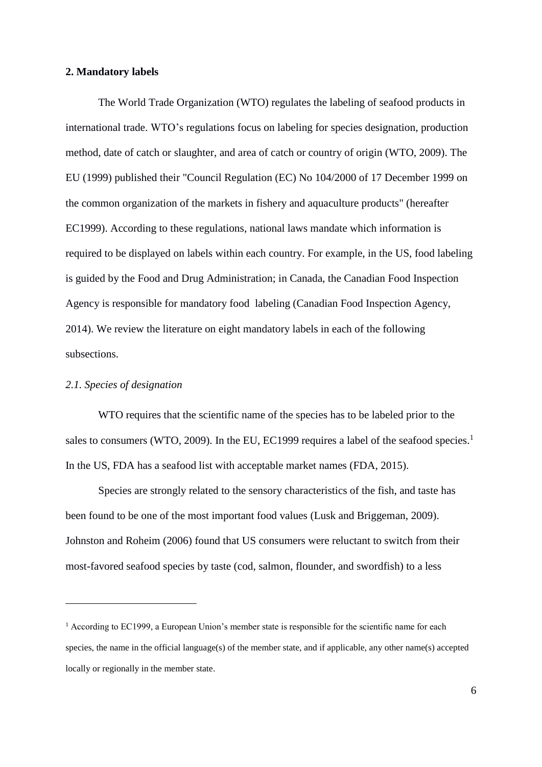## 2. Mandatory labels

The World Trade Organization (WTO) regulates the labeling of seafood products in international trade. WTO's regulations focus on labeling for species designation, production method, date of catch or slaughter, and area of catch or country of origin (WTO, 2009). The EU (1999) published their "Council Regulation (EC) No 104/2000 of 17 December 1999 on the common organization of the markets in fishery and aquaculture products" (hereafter EC1999). According to these regulations, national laws mandate which information is required to be displayed on labels within each country. For example, in the US, food labeling is guided by the Food and Drug Administration; in Canada, the Canadian Food Inspection Agency is responsible for mandatory food labeling (Canadian Food Inspection Agency, 2014). We review the literature on eight mandatory labels in each of the following subsections.

### *2.1. Species of designation*

WTO requires that the scientific name of the species has to be labeled prior to the sales to consumers (WTO, 2009). In the EU, EC1999 requires a label of the seafood species.[1] In the US, FDA has a seafood list with acceptable market names (FDA, 2015).

Species are strongly related to the sensory characteristics of the fish, and taste has been found to be one of the most important food values (Lusk and Briggeman, 2009). Johnston and Roheim (2006) found that US consumers were reluctant to switch from their most-favored seafood species by taste (cod, salmon, flounder, and swordfish) to a less

[1] According to EC1999, a European Union's member state is responsible for the scientific name for each species, the name in the official language(s) of the member state, and if applicable, any other name(s) accepted locally or regionally in the member state.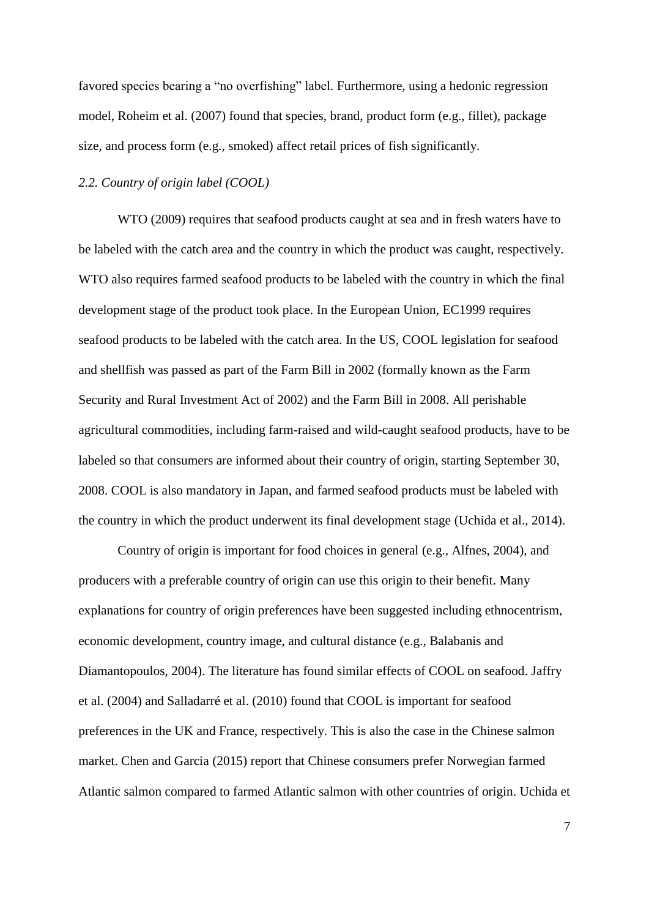favored species bearing a "no overfishing" label. Furthermore, using a hedonic regression model, Roheim et al. (2007) found that species, brand, product form (e.g., fillet), package size, and process form (e.g., smoked) affect retail prices of fish significantly.

### *2.2. Country of origin label (COOL)*

WTO (2009) requires that seafood products caught at sea and in fresh waters have to be labeled with the catch area and the country in which the product was caught, respectively. WTO also requires farmed seafood products to be labeled with the country in which the final development stage of the product took place. In the European Union, EC1999 requires seafood products to be labeled with the catch area. In the US, COOL legislation for seafood and shellfish was passed as part of the Farm Bill in 2002 (formally known as the Farm Security and Rural Investment Act of 2002) and the Farm Bill in 2008. All perishable agricultural commodities, including farm-raised and wild-caught seafood products, have to be labeled so that consumers are informed about their country of origin, starting September 30, 2008. COOL is also mandatory in Japan, and farmed seafood products must be labeled with the country in which the product underwent its final development stage (Uchida et al., 2014).

Country of origin is important for food choices in general (e.g., Alfnes, 2004), and producers with a preferable country of origin can use this origin to their benefit. Many explanations for country of origin preferences have been suggested including ethnocentrism, economic development, country image, and cultural distance (e.g., Balabanis and Diamantopoulos, 2004). The literature has found similar effects of COOL on seafood. Jaffry et al. (2004) and Salladarré et al. (2010) found that COOL is important for seafood preferences in the UK and France, respectively. This is also the case in the Chinese salmon market. Chen and Garcia (2015) report that Chinese consumers prefer Norwegian farmed Atlantic salmon compared to farmed Atlantic salmon with other countries of origin. Uchida et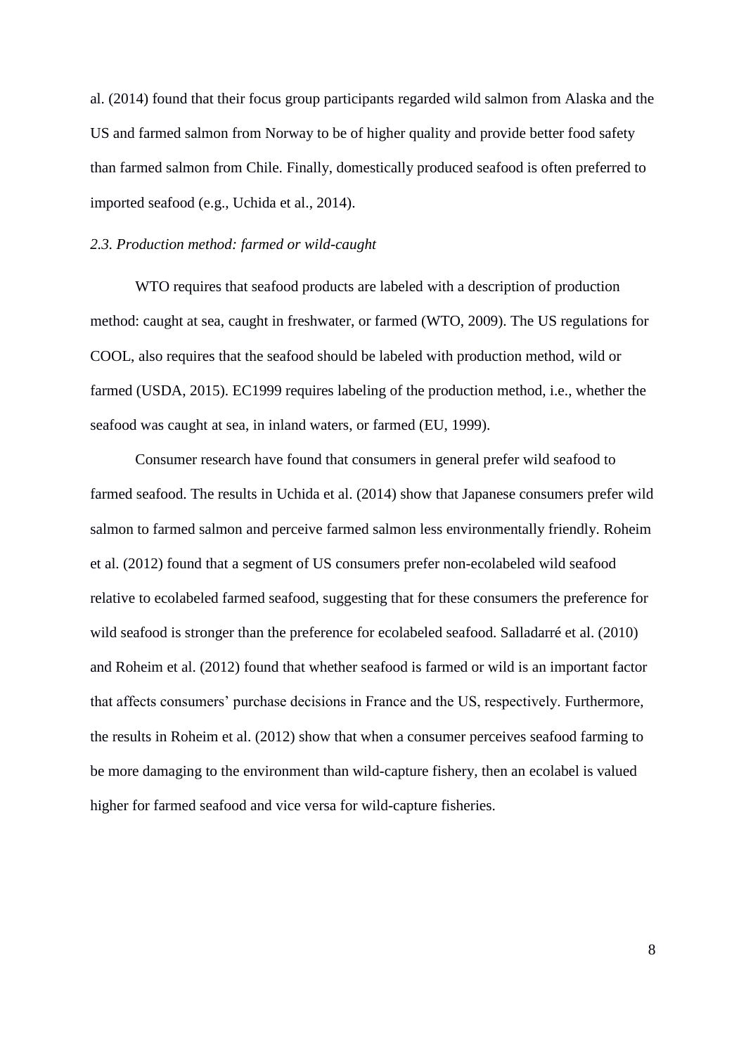al. (2014) found that their focus group participants regarded wild salmon from Alaska and the US and farmed salmon from Norway to be of higher quality and provide better food safety than farmed salmon from Chile. Finally, domestically produced seafood is often preferred to imported seafood (e.g., Uchida et al., 2014).

### *2.3. Production method: farmed or wild-caught*

WTO requires that seafood products are labeled with a description of production method: caught at sea, caught in freshwater, or farmed (WTO, 2009). The US regulations for COOL, also requires that the seafood should be labeled with production method, wild or farmed (USDA, 2015). EC1999 requires labeling of the production method, i.e., whether the seafood was caught at sea, in inland waters, or farmed (EU, 1999).

Consumer research have found that consumers in general prefer wild seafood to farmed seafood. The results in Uchida et al. (2014) show that Japanese consumers prefer wild salmon to farmed salmon and perceive farmed salmon less environmentally friendly. Roheim et al. (2012) found that a segment of US consumers prefer non-ecolabeled wild seafood relative to ecolabeled farmed seafood, suggesting that for these consumers the preference for wild seafood is stronger than the preference for ecolabeled seafood. Salladarré et al. (2010) and Roheim et al. (2012) found that whether seafood is farmed or wild is an important factor that affects consumers' purchase decisions in France and the US, respectively. Furthermore, the results in Roheim et al. (2012) show that when a consumer perceives seafood farming to be more damaging to the environment than wild-capture fishery, then an ecolabel is valued higher for farmed seafood and vice versa for wild-capture fisheries.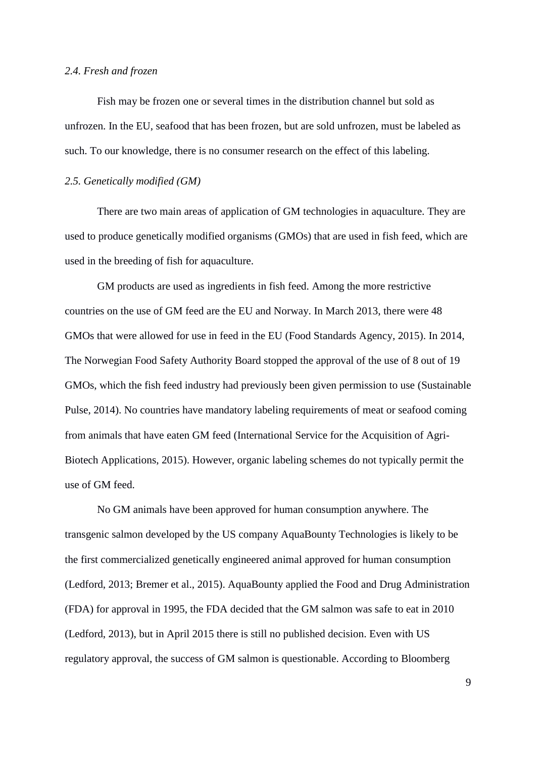### *2.4. Fresh and frozen*

Fish may be frozen one or several times in the distribution channel but sold as unfrozen. In the EU, seafood that has been frozen, but are sold unfrozen, must be labeled as such. To our knowledge, there is no consumer research on the effect of this labeling.

### *2.5. Genetically modified (GM)*

There are two main areas of application of GM technologies in aquaculture. They are used to produce genetically modified organisms (GMOs) that are used in fish feed, which are used in the breeding of fish for aquaculture.

GM products are used as ingredients in fish feed. Among the more restrictive countries on the use of GM feed are the EU and Norway. In March 2013, there were 48 GMOs that were allowed for use in feed in the EU (Food Standards Agency, 2015). In 2014, The Norwegian Food Safety Authority Board stopped the approval of the use of 8 out of 19 GMOs, which the fish feed industry had previously been given permission to use (Sustainable Pulse, 2014). No countries have mandatory labeling requirements of meat or seafood coming from animals that have eaten GM feed (International Service for the Acquisition of Agri-Biotech Applications, 2015). However, organic labeling schemes do not typically permit the use of GM feed.

No GM animals have been approved for human consumption anywhere. The transgenic salmon developed by the US company AquaBounty Technologies is likely to be the first commercialized genetically engineered animal approved for human consumption (Ledford, 2013; Bremer et al., 2015). AquaBounty applied the Food and Drug Administration (FDA) for approval in 1995, the FDA decided that the GM salmon was safe to eat in 2010 (Ledford, 2013), but in April 2015 there is still no published decision. Even with US regulatory approval, the success of GM salmon is questionable. According to Bloomberg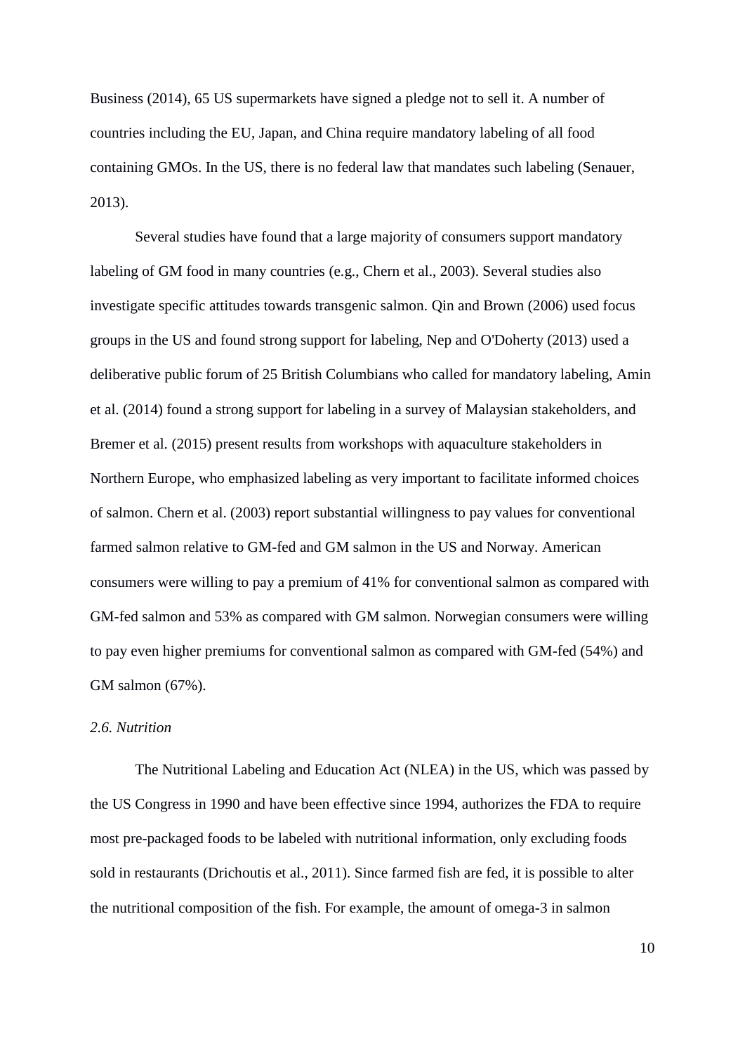Business (2014), 65 US supermarkets have signed a pledge not to sell it. A number of countries including the EU, Japan, and China require mandatory labeling of all food containing GMOs. In the US, there is no federal law that mandates such labeling (Senauer, 2013).

Several studies have found that a large majority of consumers support mandatory labeling of GM food in many countries (e.g., Chern et al., 2003). Several studies also investigate specific attitudes towards transgenic salmon. Qin and Brown (2006) used focus groups in the US and found strong support for labeling, Nep and O'Doherty (2013) used a deliberative public forum of 25 British Columbians who called for mandatory labeling, Amin et al. (2014) found a strong support for labeling in a survey of Malaysian stakeholders, and Bremer et al. (2015) present results from workshops with aquaculture stakeholders in Northern Europe, who emphasized labeling as very important to facilitate informed choices of salmon. Chern et al. (2003) report substantial willingness to pay values for conventional farmed salmon relative to GM-fed and GM salmon in the US and Norway. American consumers were willing to pay a premium of 41% for conventional salmon as compared with GM-fed salmon and 53% as compared with GM salmon. Norwegian consumers were willing to pay even higher premiums for conventional salmon as compared with GM-fed (54%) and GM salmon (67%).

### *2.6. Nutrition*

The Nutritional Labeling and Education Act (NLEA) in the US, which was passed by the US Congress in 1990 and have been effective since 1994, authorizes the FDA to require most pre-packaged foods to be labeled with nutritional information, only excluding foods sold in restaurants (Drichoutis et al., 2011). Since farmed fish are fed, it is possible to alter the nutritional composition of the fish. For example, the amount of omega-3 in salmon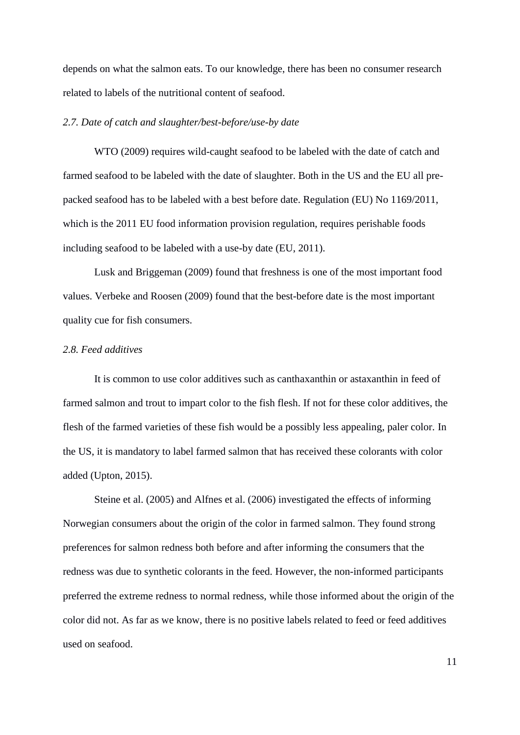depends on what the salmon eats. To our knowledge, there has been no consumer research related to labels of the nutritional content of seafood.

### *2.7. Date of catch and slaughter/best-before/use-by date*

WTO (2009) requires wild-caught seafood to be labeled with the date of catch and farmed seafood to be labeled with the date of slaughter. Both in the US and the EU all pre-packed seafood has to be labeled with a best before date. Regulation (EU) No 1169/2011, which is the 2011 EU food information provision regulation, requires perishable foods including seafood to be labeled with a use-by date (EU, 2011).

Lusk and Briggeman (2009) found that freshness is one of the most important food values. Verbeke and Roosen (2009) found that the best-before date is the most important quality cue for fish consumers.

### *2.8. Feed additives*

It is common to use color additives such as canthaxanthin or astaxanthin in feed of farmed salmon and trout to impart color to the fish flesh. If not for these color additives, the flesh of the farmed varieties of these fish would be a possibly less appealing, paler color. In the US, it is mandatory to label farmed salmon that has received these colorants with color added (Upton, 2015).

Steine et al. (2005) and Alfnes et al. (2006) investigated the effects of informing Norwegian consumers about the origin of the color in farmed salmon. They found strong preferences for salmon redness both before and after informing the consumers that the redness was due to synthetic colorants in the feed. However, the non-informed participants preferred the extreme redness to normal redness, while those informed about the origin of the color did not. As far as we know, there is no positive labels related to feed or feed additives used on seafood.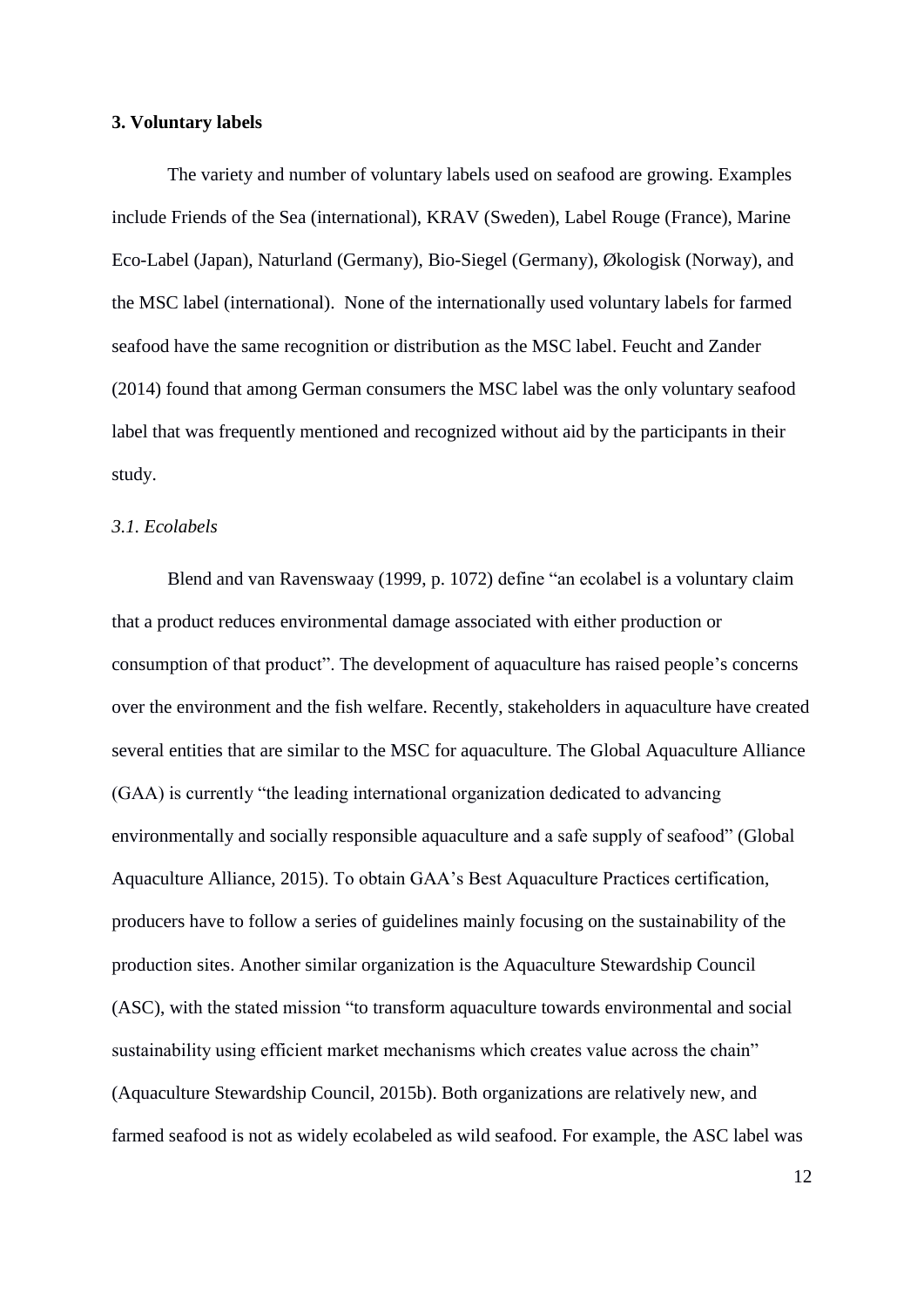## 3. Voluntary labels

The variety and number of voluntary labels used on seafood are growing. Examples include Friends of the Sea (international), KRAV (Sweden), Label Rouge (France), Marine Eco-Label (Japan), Naturland (Germany), Bio-Siegel (Germany), Økologisk (Norway), and the MSC label (international). None of the internationally used voluntary labels for farmed seafood have the same recognition or distribution as the MSC label. Feucht and Zander (2014) found that among German consumers the MSC label was the only voluntary seafood label that was frequently mentioned and recognized without aid by the participants in their study.

### *3.1. Ecolabels*

Blend and van Ravenswaay (1999, p. 1072) define "an ecolabel is a voluntary claim that a product reduces environmental damage associated with either production or consumption of that product". The development of aquaculture has raised people's concerns over the environment and the fish welfare. Recently, stakeholders in aquaculture have created several entities that are similar to the MSC for aquaculture. The Global Aquaculture Alliance (GAA) is currently "the leading international organization dedicated to advancing environmentally and socially responsible aquaculture and a safe supply of seafood" (Global Aquaculture Alliance, 2015). To obtain GAA's Best Aquaculture Practices certification, producers have to follow a series of guidelines mainly focusing on the sustainability of the production sites. Another similar organization is the Aquaculture Stewardship Council (ASC), with the stated mission "to transform aquaculture towards environmental and social sustainability using efficient market mechanisms which creates value across the chain" (Aquaculture Stewardship Council, 2015b). Both organizations are relatively new, and farmed seafood is not as widely ecolabeled as wild seafood. For example, the ASC label was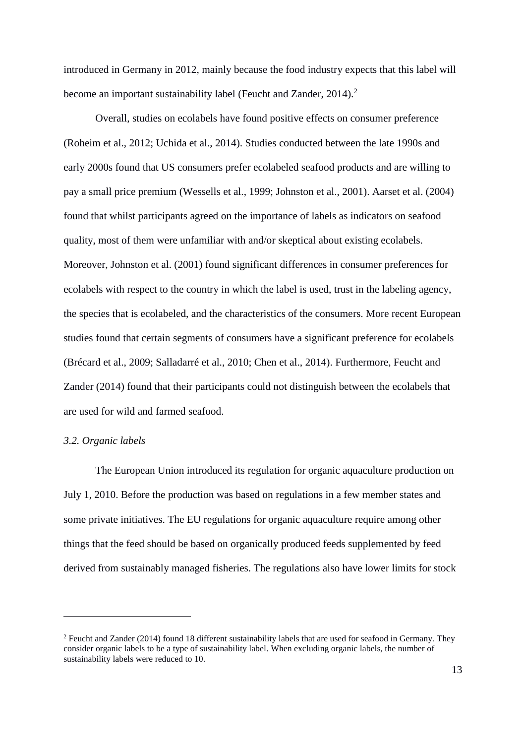introduced in Germany in 2012, mainly because the food industry expects that this label will become an important sustainability label (Feucht and Zander, 2014).[2]

Overall, studies on ecolabels have found positive effects on consumer preference (Roheim et al., 2012; Uchida et al., 2014). Studies conducted between the late 1990s and early 2000s found that US consumers prefer ecolabeled seafood products and are willing to pay a small price premium (Wessells et al., 1999; Johnston et al., 2001). Aarset et al. (2004) found that whilst participants agreed on the importance of labels as indicators on seafood quality, most of them were unfamiliar with and/or skeptical about existing ecolabels. Moreover, Johnston et al. (2001) found significant differences in consumer preferences for ecolabels with respect to the country in which the label is used, trust in the labeling agency, the species that is ecolabeled, and the characteristics of the consumers. More recent European studies found that certain segments of consumers have a significant preference for ecolabels (Brécard et al., 2009; Salladarré et al., 2010; Chen et al., 2014). Furthermore, Feucht and Zander (2014) found that their participants could not distinguish between the ecolabels that are used for wild and farmed seafood.

### *3.2. Organic labels*

The European Union introduced its regulation for organic aquaculture production on July 1, 2010. Before the production was based on regulations in a few member states and some private initiatives. The EU regulations for organic aquaculture require among other things that the feed should be based on organically produced feeds supplemented by feed derived from sustainably managed fisheries. The regulations also have lower limits for stock

---

[2] Feucht and Zander (2014) found 18 different sustainability labels that are used for seafood in Germany. They consider organic labels to be a type of sustainability label. When excluding organic labels, the number of sustainability labels were reduced to 10.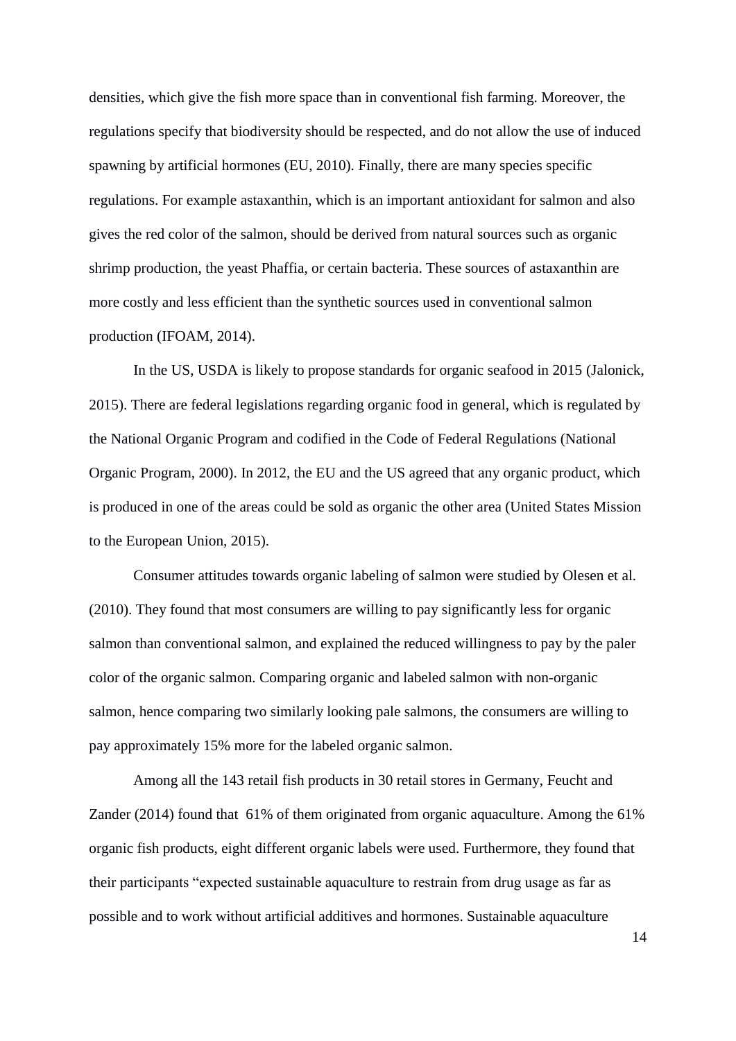densities, which give the fish more space than in conventional fish farming. Moreover, the regulations specify that biodiversity should be respected, and do not allow the use of induced spawning by artificial hormones (EU, 2010). Finally, there are many species specific regulations. For example astaxanthin, which is an important antioxidant for salmon and also gives the red color of the salmon, should be derived from natural sources such as organic shrimp production, the yeast Phaffia, or certain bacteria. These sources of astaxanthin are more costly and less efficient than the synthetic sources used in conventional salmon production (IFOAM, 2014).

In the US, USDA is likely to propose standards for organic seafood in 2015 (Jalonick, 2015). There are federal legislations regarding organic food in general, which is regulated by the National Organic Program and codified in the Code of Federal Regulations (National Organic Program, 2000). In 2012, the EU and the US agreed that any organic product, which is produced in one of the areas could be sold as organic the other area (United States Mission to the European Union, 2015).

Consumer attitudes towards organic labeling of salmon were studied by Olesen et al. (2010). They found that most consumers are willing to pay significantly less for organic salmon than conventional salmon, and explained the reduced willingness to pay by the paler color of the organic salmon. Comparing organic and labeled salmon with non-organic salmon, hence comparing two similarly looking pale salmons, the consumers are willing to pay approximately 15% more for the labeled organic salmon.

Among all the 143 retail fish products in 30 retail stores in Germany, Feucht and Zander (2014) found that 61% of them originated from organic aquaculture. Among the 61% organic fish products, eight different organic labels were used. Furthermore, they found that their participants "expected sustainable aquaculture to restrain from drug usage as far as possible and to work without artificial additives and hormones. Sustainable aquaculture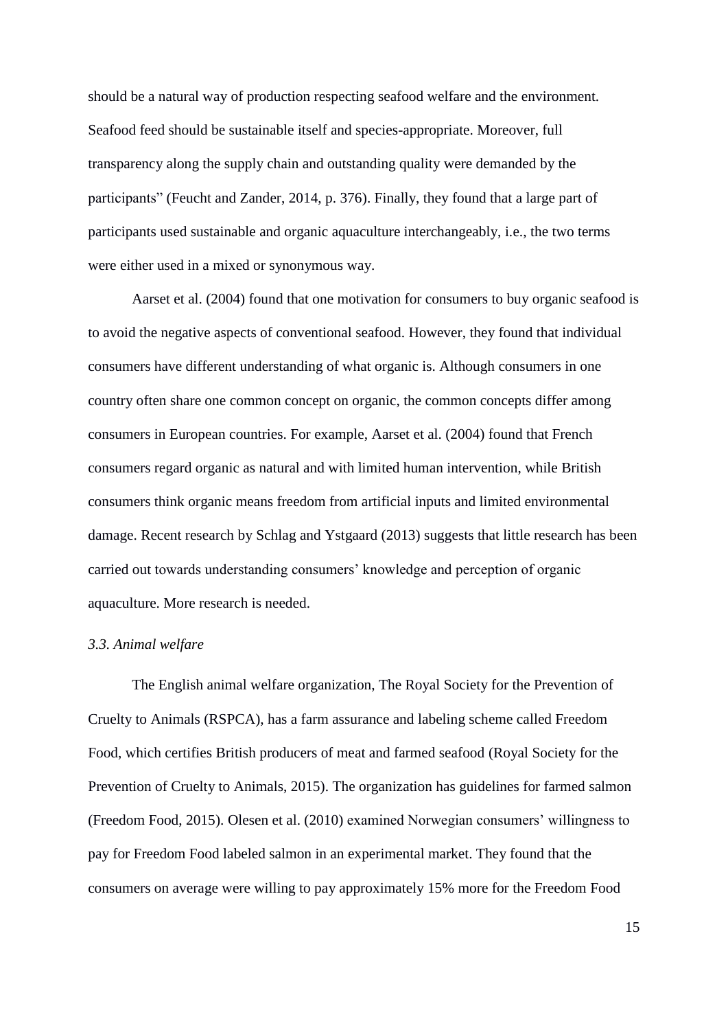should be a natural way of production respecting seafood welfare and the environment. Seafood feed should be sustainable itself and species-appropriate. Moreover, full transparency along the supply chain and outstanding quality were demanded by the participants" (Feucht and Zander, 2014, p. 376). Finally, they found that a large part of participants used sustainable and organic aquaculture interchangeably, i.e., the two terms were either used in a mixed or synonymous way.

Aarset et al. (2004) found that one motivation for consumers to buy organic seafood is to avoid the negative aspects of conventional seafood. However, they found that individual consumers have different understanding of what organic is. Although consumers in one country often share one common concept on organic, the common concepts differ among consumers in European countries. For example, Aarset et al. (2004) found that French consumers regard organic as natural and with limited human intervention, while British consumers think organic means freedom from artificial inputs and limited environmental damage. Recent research by Schlag and Ystgaard (2013) suggests that little research has been carried out towards understanding consumers' knowledge and perception of organic aquaculture. More research is needed.

### *3.3. Animal welfare*

The English animal welfare organization, The Royal Society for the Prevention of Cruelty to Animals (RSPCA), has a farm assurance and labeling scheme called Freedom Food, which certifies British producers of meat and farmed seafood (Royal Society for the Prevention of Cruelty to Animals, 2015). The organization has guidelines for farmed salmon (Freedom Food, 2015). Olesen et al. (2010) examined Norwegian consumers' willingness to pay for Freedom Food labeled salmon in an experimental market. They found that the consumers on average were willing to pay approximately 15% more for the Freedom Food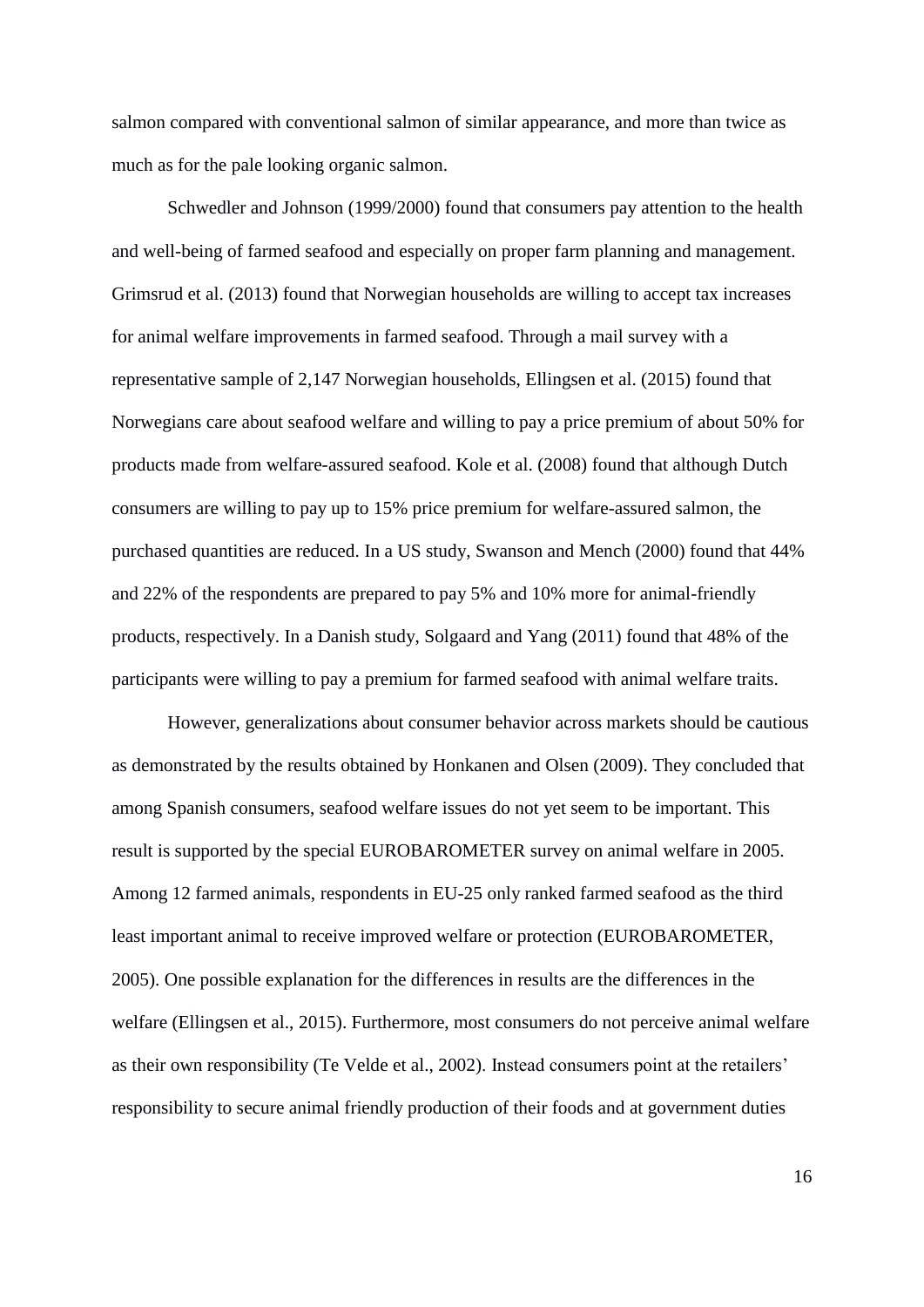salmon compared with conventional salmon of similar appearance, and more than twice as much as for the pale looking organic salmon.

Schwedler and Johnson (1999/2000) found that consumers pay attention to the health and well-being of farmed seafood and especially on proper farm planning and management. Grimsrud et al. (2013) found that Norwegian households are willing to accept tax increases for animal welfare improvements in farmed seafood. Through a mail survey with a representative sample of 2,147 Norwegian households, Ellingsen et al. (2015) found that Norwegians care about seafood welfare and willing to pay a price premium of about 50% for products made from welfare-assured seafood. Kole et al. (2008) found that although Dutch consumers are willing to pay up to 15% price premium for welfare-assured salmon, the purchased quantities are reduced. In a US study, Swanson and Mench (2000) found that 44% and 22% of the respondents are prepared to pay 5% and 10% more for animal-friendly products, respectively. In a Danish study, Solgaard and Yang (2011) found that 48% of the participants were willing to pay a premium for farmed seafood with animal welfare traits.

However, generalizations about consumer behavior across markets should be cautious as demonstrated by the results obtained by Honkanen and Olsen (2009). They concluded that among Spanish consumers, seafood welfare issues do not yet seem to be important. This result is supported by the special EUROBAROMETER survey on animal welfare in 2005. Among 12 farmed animals, respondents in EU-25 only ranked farmed seafood as the third least important animal to receive improved welfare or protection (EUROBAROMETER, 2005). One possible explanation for the differences in results are the differences in the welfare (Ellingsen et al., 2015). Furthermore, most consumers do not perceive animal welfare as their own responsibility (Te Velde et al., 2002). Instead consumers point at the retailers' responsibility to secure animal friendly production of their foods and at government duties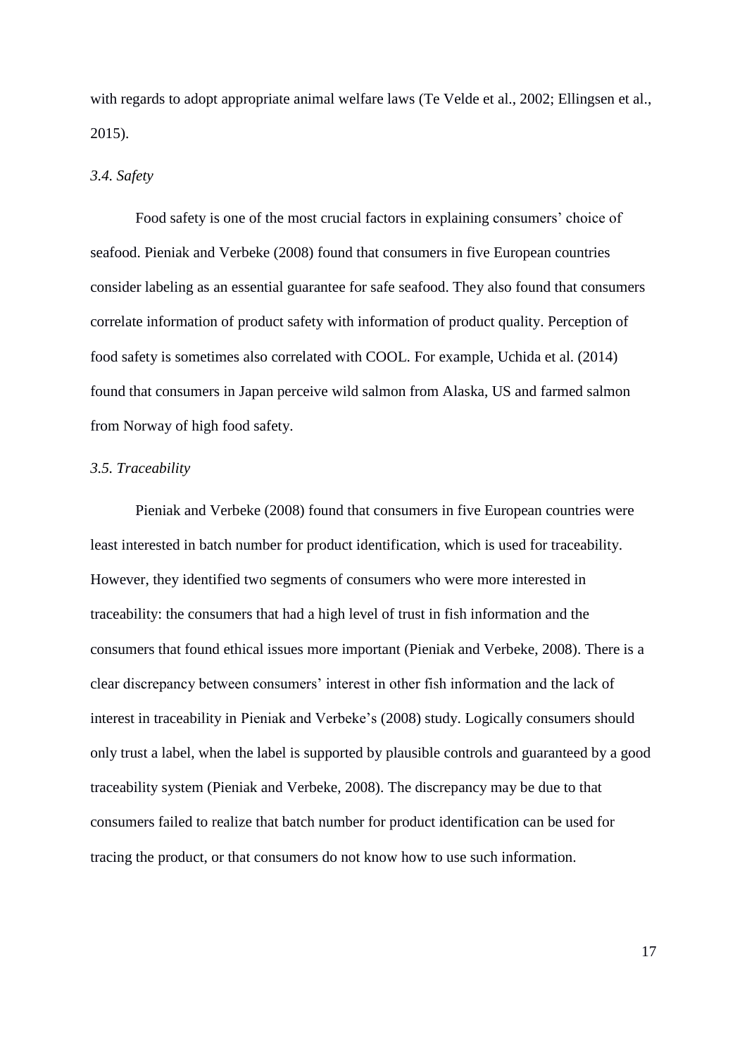with regards to adopt appropriate animal welfare laws (Te Velde et al., 2002; Ellingsen et al., 2015).

### *3.4. Safety*

Food safety is one of the most crucial factors in explaining consumers' choice of seafood. Pieniak and Verbeke (2008) found that consumers in five European countries consider labeling as an essential guarantee for safe seafood. They also found that consumers correlate information of product safety with information of product quality. Perception of food safety is sometimes also correlated with COOL. For example, Uchida et al. (2014) found that consumers in Japan perceive wild salmon from Alaska, US and farmed salmon from Norway of high food safety.

### *3.5. Traceability*

Pieniak and Verbeke (2008) found that consumers in five European countries were least interested in batch number for product identification, which is used for traceability. However, they identified two segments of consumers who were more interested in traceability: the consumers that had a high level of trust in fish information and the consumers that found ethical issues more important (Pieniak and Verbeke, 2008). There is a clear discrepancy between consumers' interest in other fish information and the lack of interest in traceability in Pieniak and Verbeke's (2008) study. Logically consumers should only trust a label, when the label is supported by plausible controls and guaranteed by a good traceability system (Pieniak and Verbeke, 2008). The discrepancy may be due to that consumers failed to realize that batch number for product identification can be used for tracing the product, or that consumers do not know how to use such information.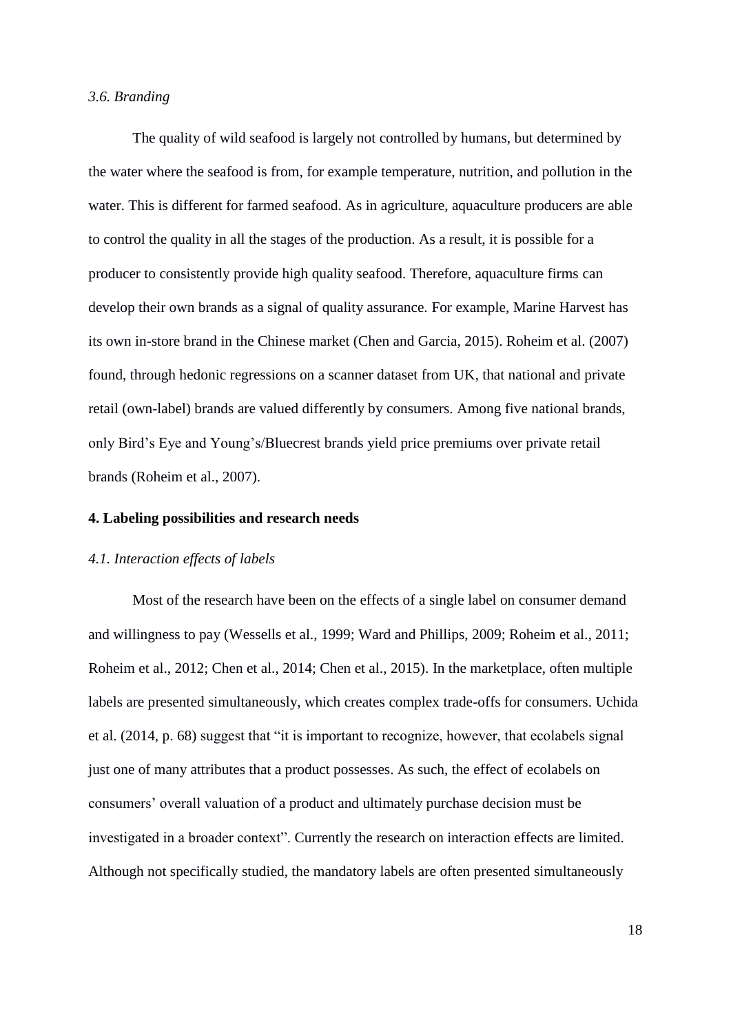### *3.6. Branding*

The quality of wild seafood is largely not controlled by humans, but determined by the water where the seafood is from, for example temperature, nutrition, and pollution in the water. This is different for farmed seafood. As in agriculture, aquaculture producers are able to control the quality in all the stages of the production. As a result, it is possible for a producer to consistently provide high quality seafood. Therefore, aquaculture firms can develop their own brands as a signal of quality assurance. For example, Marine Harvest has its own in-store brand in the Chinese market (Chen and Garcia, 2015). Roheim et al. (2007) found, through hedonic regressions on a scanner dataset from UK, that national and private retail (own-label) brands are valued differently by consumers. Among five national brands, only Bird's Eye and Young's/Bluecrest brands yield price premiums over private retail brands (Roheim et al., 2007).

## **4. Labeling possibilities and research needs**

### *4.1. Interaction effects of labels*

Most of the research have been on the effects of a single label on consumer demand and willingness to pay (Wessells et al., 1999; Ward and Phillips, 2009; Roheim et al., 2011; Roheim et al., 2012; Chen et al., 2014; Chen et al., 2015). In the marketplace, often multiple labels are presented simultaneously, which creates complex trade-offs for consumers. Uchida et al. (2014, p. 68) suggest that "it is important to recognize, however, that ecolabels signal just one of many attributes that a product possesses. As such, the effect of ecolabels on consumers' overall valuation of a product and ultimately purchase decision must be investigated in a broader context". Currently the research on interaction effects are limited. Although not specifically studied, the mandatory labels are often presented simultaneously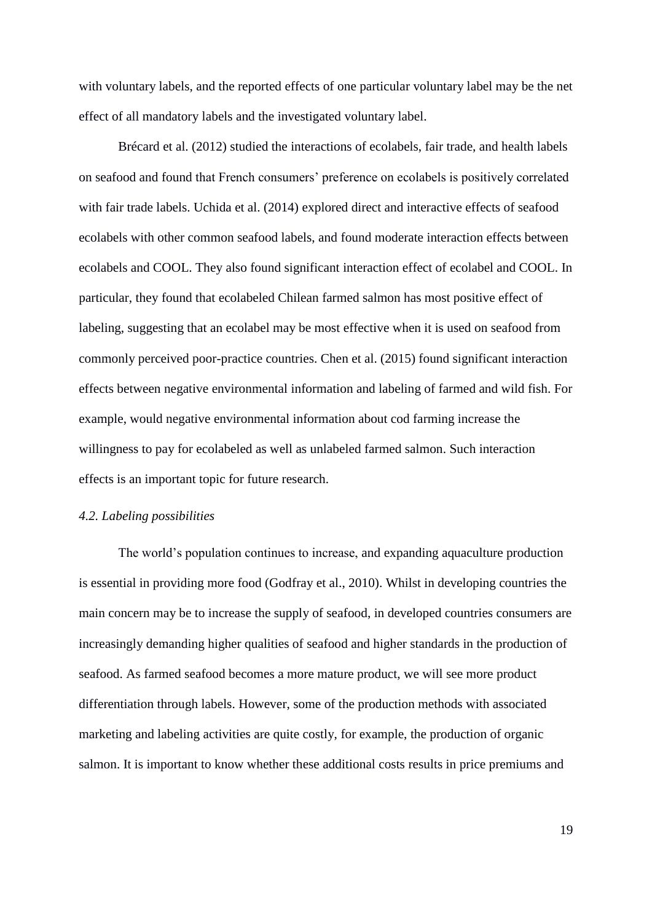with voluntary labels, and the reported effects of one particular voluntary label may be the net effect of all mandatory labels and the investigated voluntary label.

Brécard et al. (2012) studied the interactions of ecolabels, fair trade, and health labels on seafood and found that French consumers' preference on ecolabels is positively correlated with fair trade labels. Uchida et al. (2014) explored direct and interactive effects of seafood ecolabels with other common seafood labels, and found moderate interaction effects between ecolabels and COOL. They also found significant interaction effect of ecolabel and COOL. In particular, they found that ecolabeled Chilean farmed salmon has most positive effect of labeling, suggesting that an ecolabel may be most effective when it is used on seafood from commonly perceived poor-practice countries. Chen et al. (2015) found significant interaction effects between negative environmental information and labeling of farmed and wild fish. For example, would negative environmental information about cod farming increase the willingness to pay for ecolabeled as well as unlabeled farmed salmon. Such interaction effects is an important topic for future research.

### *4.2. Labeling possibilities*

The world's population continues to increase, and expanding aquaculture production is essential in providing more food (Godfray et al., 2010). Whilst in developing countries the main concern may be to increase the supply of seafood, in developed countries consumers are increasingly demanding higher qualities of seafood and higher standards in the production of seafood. As farmed seafood becomes a more mature product, we will see more product differentiation through labels. However, some of the production methods with associated marketing and labeling activities are quite costly, for example, the production of organic salmon. It is important to know whether these additional costs results in price premiums and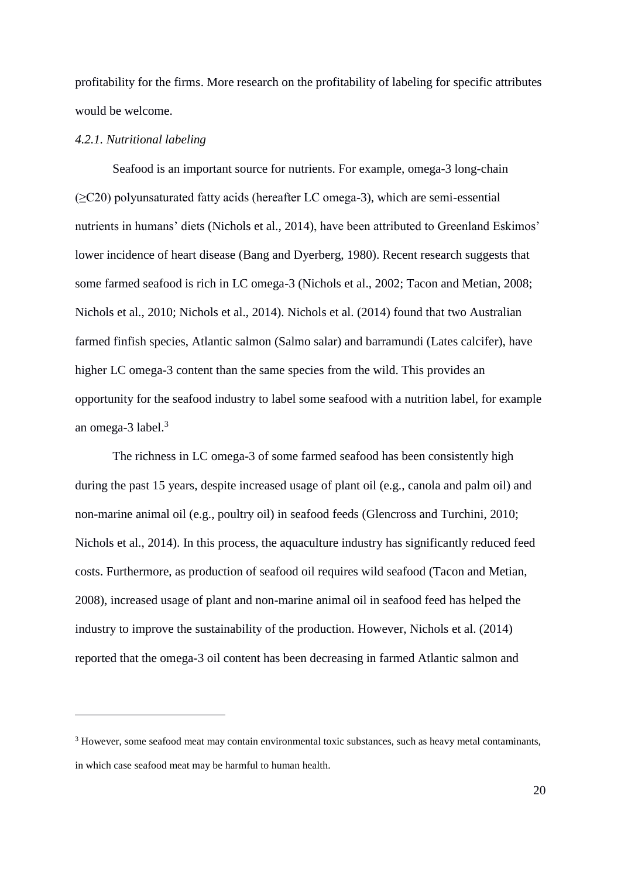profitability for the firms. More research on the profitability of labeling for specific attributes would be welcome.

#### *4.2.1. Nutritional labeling*

Seafood is an important source for nutrients. For example, omega-3 long-chain (≥C20) polyunsaturated fatty acids (hereafter LC omega-3), which are semi-essential nutrients in humans' diets (Nichols et al., 2014), have been attributed to Greenland Eskimos' lower incidence of heart disease (Bang and Dyerberg, 1980). Recent research suggests that some farmed seafood is rich in LC omega-3 (Nichols et al., 2002; Tacon and Metian, 2008; Nichols et al., 2010; Nichols et al., 2014). Nichols et al. (2014) found that two Australian farmed finfish species, Atlantic salmon (Salmo salar) and barramundi (Lates calcifer), have higher LC omega-3 content than the same species from the wild. This provides an opportunity for the seafood industry to label some seafood with a nutrition label, for example an omega-3 label.[3]

The richness in LC omega-3 of some farmed seafood has been consistently high during the past 15 years, despite increased usage of plant oil (e.g., canola and palm oil) and non-marine animal oil (e.g., poultry oil) in seafood feeds (Glencross and Turchini, 2010; Nichols et al., 2014). In this process, the aquaculture industry has significantly reduced feed costs. Furthermore, as production of seafood oil requires wild seafood (Tacon and Metian, 2008), increased usage of plant and non-marine animal oil in seafood feed has helped the industry to improve the sustainability of the production. However, Nichols et al. (2014) reported that the omega-3 oil content has been decreasing in farmed Atlantic salmon and

[3] However, some seafood meat may contain environmental toxic substances, such as heavy metal contaminants, in which case seafood meat may be harmful to human health.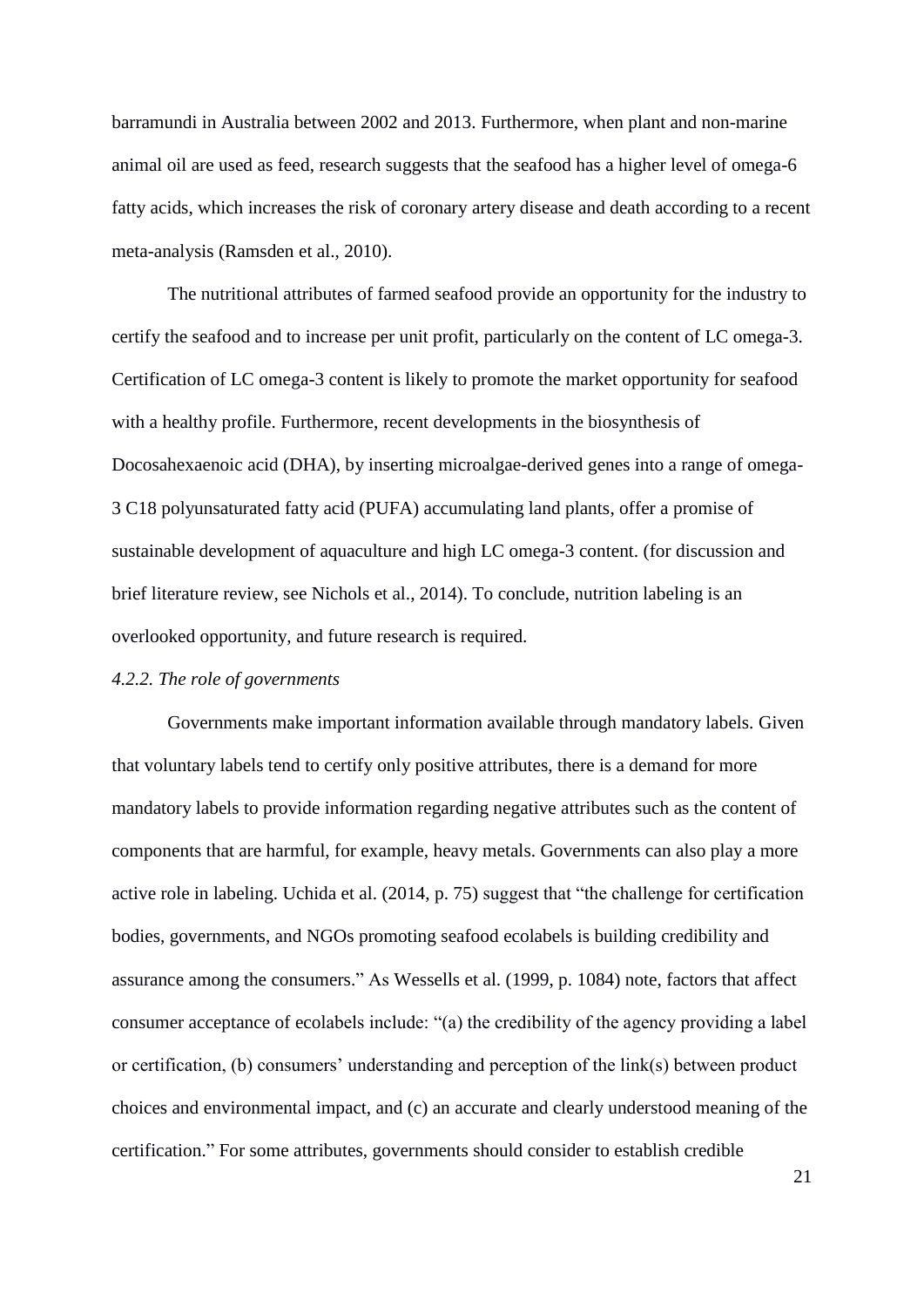barramundi in Australia between 2002 and 2013. Furthermore, when plant and non-marine animal oil are used as feed, research suggests that the seafood has a higher level of omega-6 fatty acids, which increases the risk of coronary artery disease and death according to a recent meta-analysis (Ramsden et al., 2010).

The nutritional attributes of farmed seafood provide an opportunity for the industry to certify the seafood and to increase per unit profit, particularly on the content of LC omega-3. Certification of LC omega-3 content is likely to promote the market opportunity for seafood with a healthy profile. Furthermore, recent developments in the biosynthesis of Docosahexaenoic acid (DHA), by inserting microalgae-derived genes into a range of omega-3 C18 polyunsaturated fatty acid (PUFA) accumulating land plants, offer a promise of sustainable development of aquaculture and high LC omega-3 content. (for discussion and brief literature review, see Nichols et al., 2014). To conclude, nutrition labeling is an overlooked opportunity, and future research is required.

*4.2.2. The role of governments*

Governments make important information available through mandatory labels. Given that voluntary labels tend to certify only positive attributes, there is a demand for more mandatory labels to provide information regarding negative attributes such as the content of components that are harmful, for example, heavy metals. Governments can also play a more active role in labeling. Uchida et al. (2014, p. 75) suggest that "the challenge for certification bodies, governments, and NGOs promoting seafood ecolabels is building credibility and assurance among the consumers." As Wessells et al. (1999, p. 1084) note, factors that affect consumer acceptance of ecolabels include: "(a) the credibility of the agency providing a label or certification, (b) consumers' understanding and perception of the link(s) between product choices and environmental impact, and (c) an accurate and clearly understood meaning of the certification." For some attributes, governments should consider to establish credible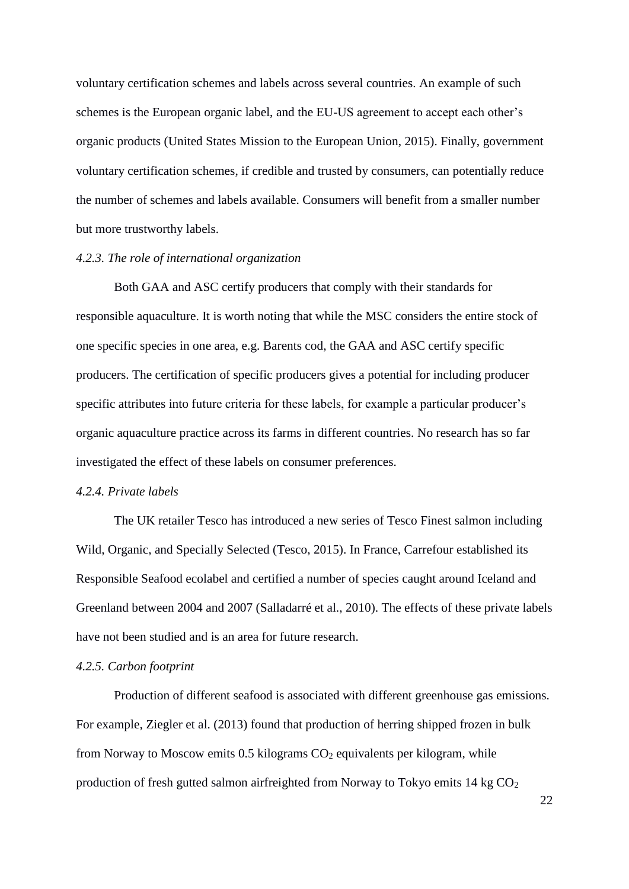voluntary certification schemes and labels across several countries. An example of such schemes is the European organic label, and the EU-US agreement to accept each other's organic products (United States Mission to the European Union, 2015). Finally, government voluntary certification schemes, if credible and trusted by consumers, can potentially reduce the number of schemes and labels available. Consumers will benefit from a smaller number but more trustworthy labels.

*4.2.3. The role of international organization*

Both GAA and ASC certify producers that comply with their standards for responsible aquaculture. It is worth noting that while the MSC considers the entire stock of one specific species in one area, e.g. Barents cod, the GAA and ASC certify specific producers. The certification of specific producers gives a potential for including producer specific attributes into future criteria for these labels, for example a particular producer's organic aquaculture practice across its farms in different countries. No research has so far investigated the effect of these labels on consumer preferences.

*4.2.4. Private labels*

The UK retailer Tesco has introduced a new series of Tesco Finest salmon including Wild, Organic, and Specially Selected (Tesco, 2015). In France, Carrefour established its Responsible Seafood ecolabel and certified a number of species caught around Iceland and Greenland between 2004 and 2007 (Salladarré et al., 2010). The effects of these private labels have not been studied and is an area for future research.

*4.2.5. Carbon footprint*

Production of different seafood is associated with different greenhouse gas emissions. For example, Ziegler et al. (2013) found that production of herring shipped frozen in bulk from Norway to Moscow emits 0.5 kilograms $CO_2$ equivalents per kilogram, while production of fresh gutted salmon airfreighted from Norway to Tokyo emits 14 kg $CO_2$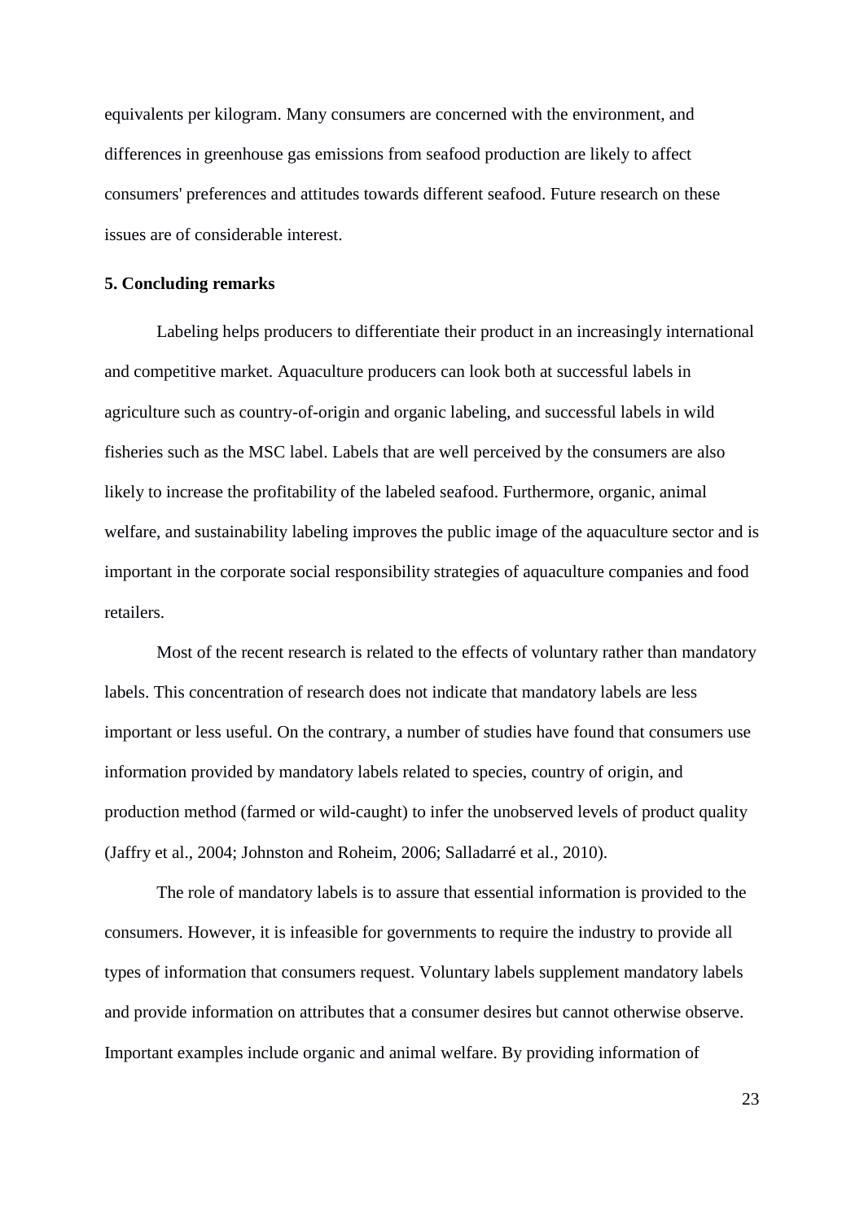equivalents per kilogram. Many consumers are concerned with the environment, and differences in greenhouse gas emissions from seafood production are likely to affect consumers' preferences and attitudes towards different seafood. Future research on these issues are of considerable interest.

## 5. Concluding remarks

Labeling helps producers to differentiate their product in an increasingly international and competitive market. Aquaculture producers can look both at successful labels in agriculture such as country-of-origin and organic labeling, and successful labels in wild fisheries such as the MSC label. Labels that are well perceived by the consumers are also likely to increase the profitability of the labeled seafood. Furthermore, organic, animal welfare, and sustainability labeling improves the public image of the aquaculture sector and is important in the corporate social responsibility strategies of aquaculture companies and food retailers.

Most of the recent research is related to the effects of voluntary rather than mandatory labels. This concentration of research does not indicate that mandatory labels are less important or less useful. On the contrary, a number of studies have found that consumers use information provided by mandatory labels related to species, country of origin, and production method (farmed or wild-caught) to infer the unobserved levels of product quality (Jaffry et al., 2004; Johnston and Roheim, 2006; Salladarré et al., 2010).

The role of mandatory labels is to assure that essential information is provided to the consumers. However, it is infeasible for governments to require the industry to provide all types of information that consumers request. Voluntary labels supplement mandatory labels and provide information on attributes that a consumer desires but cannot otherwise observe. Important examples include organic and animal welfare. By providing information of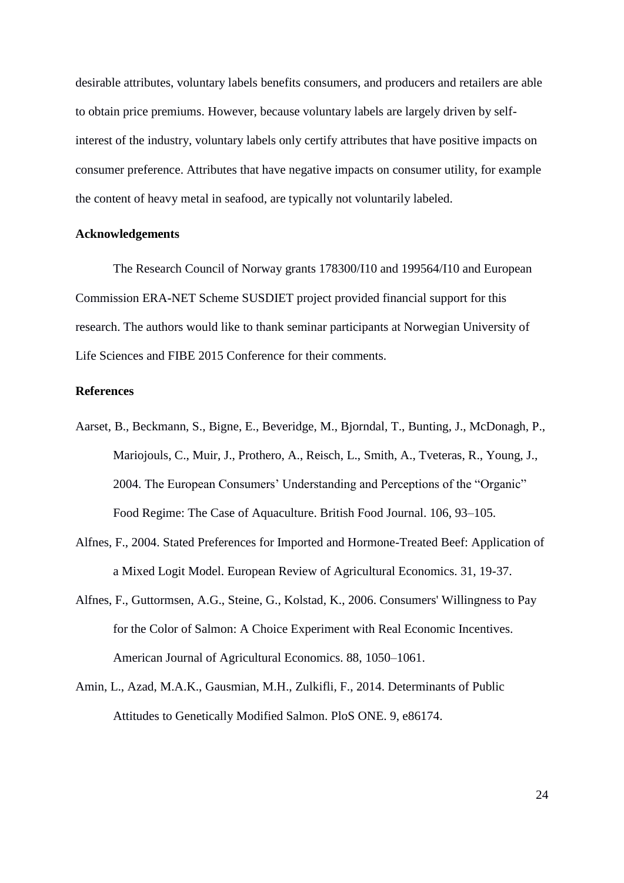desirable attributes, voluntary labels benefits consumers, and producers and retailers are able to obtain price premiums. However, because voluntary labels are largely driven by self-interest of the industry, voluntary labels only certify attributes that have positive impacts on consumer preference. Attributes that have negative impacts on consumer utility, for example the content of heavy metal in seafood, are typically not voluntarily labeled.

## Acknowledgements

The Research Council of Norway grants 178300/I10 and 199564/I10 and European Commission ERA-NET Scheme SUSDIET project provided financial support for this research. The authors would like to thank seminar participants at Norwegian University of Life Sciences and FIBE 2015 Conference for their comments.

## References

Aarset, B., Beckmann, S., Bigne, E., Beveridge, M., Bjorndal, T., Bunting, J., McDonagh, P., Mariojouls, C., Muir, J., Prothero, A., Reisch, L., Smith, A., Tveteras, R., Young, J., 2004. The European Consumers' Understanding and Perceptions of the "Organic" Food Regime: The Case of Aquaculture. British Food Journal. 106, 93–105.

Alfnes, F., 2004. Stated Preferences for Imported and Hormone-Treated Beef: Application of a Mixed Logit Model. European Review of Agricultural Economics. 31, 19-37.

Alfnes, F., Guttormsen, A.G., Steine, G., Kolstad, K., 2006. Consumers' Willingness to Pay for the Color of Salmon: A Choice Experiment with Real Economic Incentives. American Journal of Agricultural Economics. 88, 1050–1061.

Amin, L., Azad, M.A.K., Gausmian, M.H., Zulkifli, F., 2014. Determinants of Public Attitudes to Genetically Modified Salmon. PloS ONE. 9, e86174.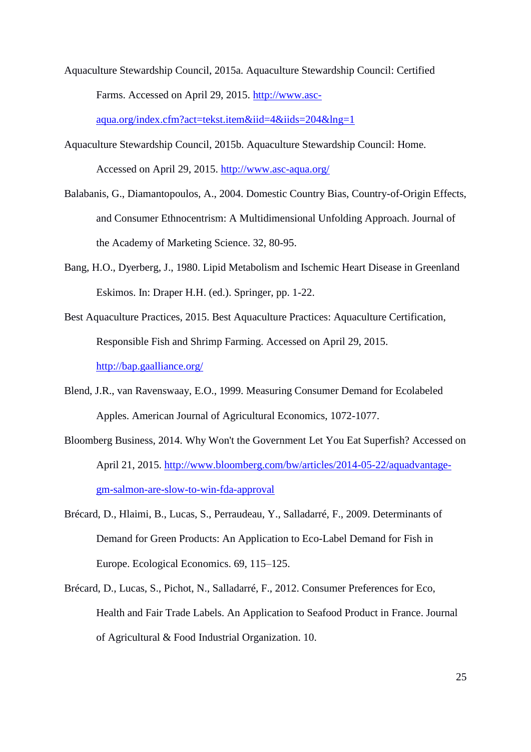Aquaculture Stewardship Council, 2015a. Aquaculture Stewardship Council: Certified Farms. Accessed on April 29, 2015. http://www.asc-aqua.org/index.cfm?act=tekst.item&iid=4&iids=204&lng=1

Aquaculture Stewardship Council, 2015b. Aquaculture Stewardship Council: Home. Accessed on April 29, 2015. http://www.asc-aqua.org/

Balabanis, G., Diamantopoulos, A., 2004. Domestic Country Bias, Country-of-Origin Effects, and Consumer Ethnocentrism: A Multidimensional Unfolding Approach. Journal of the Academy of Marketing Science. 32, 80-95.

Bang, H.O., Dyerberg, J., 1980. Lipid Metabolism and Ischemic Heart Disease in Greenland Eskimos. In: Draper H.H. (ed.). Springer, pp. 1-22.

Best Aquaculture Practices, 2015. Best Aquaculture Practices: Aquaculture Certification, Responsible Fish and Shrimp Farming. Accessed on April 29, 2015. http://bap.gaalliance.org/

Blend, J.R., van Ravenswaay, E.O., 1999. Measuring Consumer Demand for Ecolabeled Apples. American Journal of Agricultural Economics, 1072-1077.

Bloomberg Business, 2014. Why Won't the Government Let You Eat Superfish? Accessed on April 21, 2015. http://www.bloomberg.com/bw/articles/2014-05-22/aquadvantage-gm-salmon-are-slow-to-win-fda-approval

Brécard, D., Hlaimi, B., Lucas, S., Perraudeau, Y., Salladarré, F., 2009. Determinants of Demand for Green Products: An Application to Eco-Label Demand for Fish in Europe. Ecological Economics. 69, 115–125.

Brécard, D., Lucas, S., Pichot, N., Salladarré, F., 2012. Consumer Preferences for Eco, Health and Fair Trade Labels. An Application to Seafood Product in France. Journal of Agricultural & Food Industrial Organization. 10.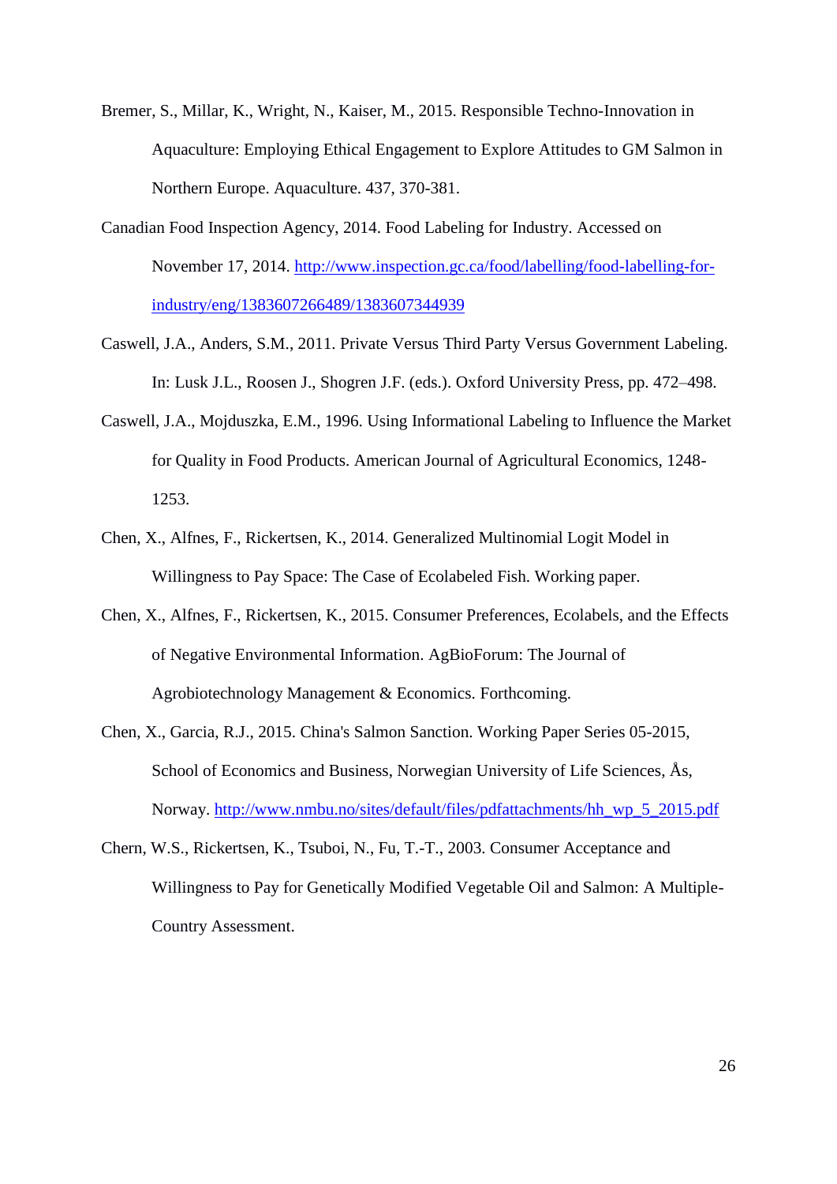Bremer, S., Millar, K., Wright, N., Kaiser, M., 2015. Responsible Techno-Innovation in Aquaculture: Employing Ethical Engagement to Explore Attitudes to GM Salmon in Northern Europe. Aquaculture. 437, 370-381.

Canadian Food Inspection Agency, 2014. Food Labeling for Industry. Accessed on November 17, 2014. http://www.inspection.gc.ca/food/labelling/food-labelling-for-industry/eng/1383607266489/1383607344939

Caswell, J.A., Anders, S.M., 2011. Private Versus Third Party Versus Government Labeling. In: Lusk J.L., Roosen J., Shogren J.F. (eds.). Oxford University Press, pp. 472–498.

Caswell, J.A., Mojduszka, E.M., 1996. Using Informational Labeling to Influence the Market for Quality in Food Products. American Journal of Agricultural Economics, 1248-1253.

Chen, X., Alfnes, F., Rickertsen, K., 2014. Generalized Multinomial Logit Model in Willingness to Pay Space: The Case of Ecolabeled Fish. Working paper.

Chen, X., Alfnes, F., Rickertsen, K., 2015. Consumer Preferences, Ecolabels, and the Effects of Negative Environmental Information. AgBioForum: The Journal of Agrobiotechnology Management & Economics. Forthcoming.

Chen, X., Garcia, R.J., 2015. China's Salmon Sanction. Working Paper Series 05-2015, School of Economics and Business, Norwegian University of Life Sciences, Ås, Norway. http://www.nmbu.no/sites/default/files/pdfattachments/hh_wp_5_2015.pdf

Chern, W.S., Rickertsen, K., Tsuboi, N., Fu, T.-T., 2003. Consumer Acceptance and Willingness to Pay for Genetically Modified Vegetable Oil and Salmon: A Multiple-Country Assessment.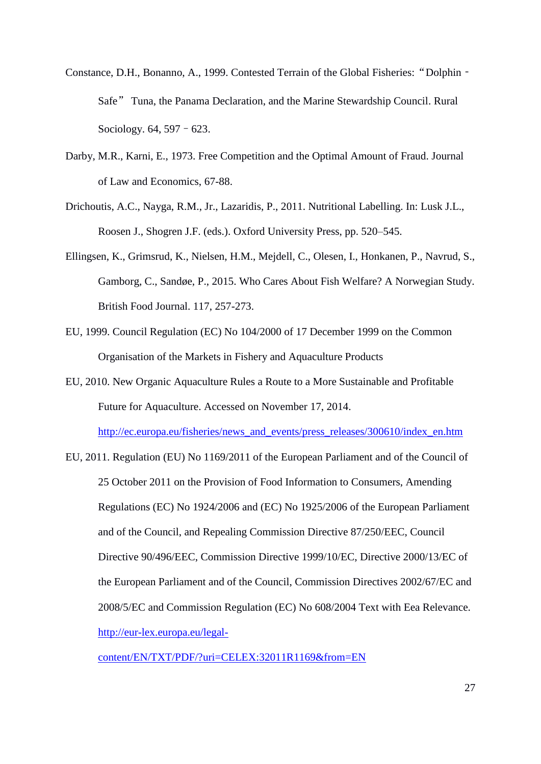Constance, D.H., Bonanno, A., 1999. Contested Terrain of the Global Fisheries: “Dolphin - Safe” Tuna, the Panama Declaration, and the Marine Stewardship Council. Rural Sociology. 64, 597 - 623.

Darby, M.R., Karni, E., 1973. Free Competition and the Optimal Amount of Fraud. Journal of Law and Economics, 67-88.

Drichoutis, A.C., Nayga, R.M., Jr., Lazaridis, P., 2011. Nutritional Labelling. In: Lusk J.L., Roosen J., Shogren J.F. (eds.). Oxford University Press, pp. 520–545.

Ellingsen, K., Grimsrud, K., Nielsen, H.M., Mejdell, C., Olesen, I., Honkanen, P., Navrud, S., Gamborg, C., Sandøe, P., 2015. Who Cares About Fish Welfare? A Norwegian Study. British Food Journal. 117, 257-273.

EU, 1999. Council Regulation (EC) No 104/2000 of 17 December 1999 on the Common Organisation of the Markets in Fishery and Aquaculture Products

EU, 2010. New Organic Aquaculture Rules a Route to a More Sustainable and Profitable Future for Aquaculture. Accessed on November 17, 2014. http://ec.europa.eu/fisheries/news_and_events/press_releases/300610/index_en.htm

EU, 2011. Regulation (EU) No 1169/2011 of the European Parliament and of the Council of 25 October 2011 on the Provision of Food Information to Consumers, Amending Regulations (EC) No 1924/2006 and (EC) No 1925/2006 of the European Parliament and of the Council, and Repealing Commission Directive 87/250/EEC, Council Directive 90/496/EEC, Commission Directive 1999/10/EC, Directive 2000/13/EC of the European Parliament and of the Council, Commission Directives 2002/67/EC and 2008/5/EC and Commission Regulation (EC) No 608/2004 Text with Eea Relevance. http://eur-lex.europa.eu/legal-content/EN/TXT/PDF/?uri=CELEX:32011R1169&from=EN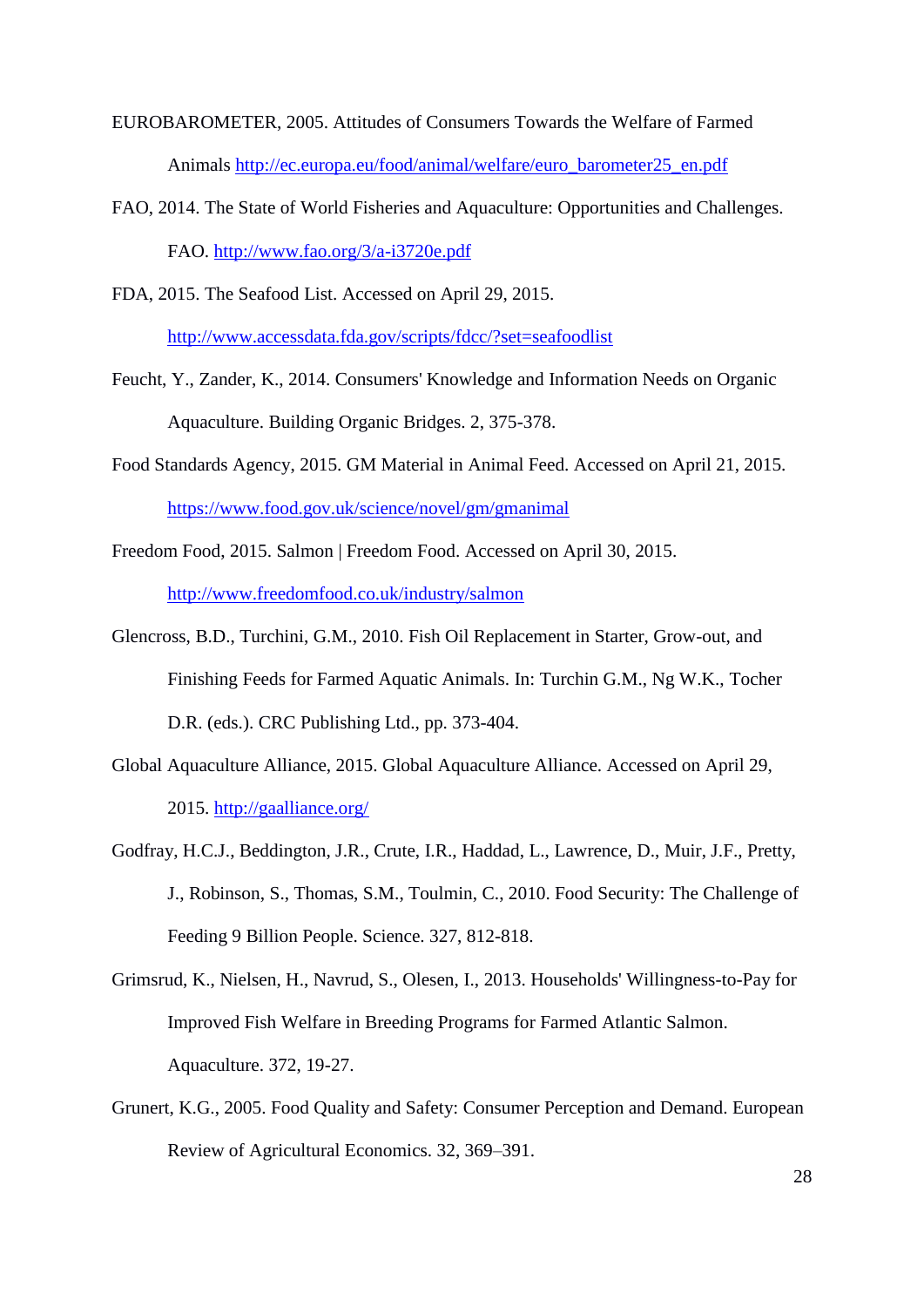EUROBAROMETER, 2005. Attitudes of Consumers Towards the Welfare of Farmed Animals http://ec.europa.eu/food/animal/welfare/euro_barometer25_en.pdf

FAO, 2014. The State of World Fisheries and Aquaculture: Opportunities and Challenges. FAO. http://www.fao.org/3/a-i3720e.pdf

FDA, 2015. The Seafood List. Accessed on April 29, 2015. http://www.accessdata.fda.gov/scripts/fdcc/?set=seafoodlist

Feucht, Y., Zander, K., 2014. Consumers' Knowledge and Information Needs on Organic Aquaculture. Building Organic Bridges. 2, 375-378.

Food Standards Agency, 2015. GM Material in Animal Feed. Accessed on April 21, 2015. https://www.food.gov.uk/science/novel/gm/gmanimal

Freedom Food, 2015. Salmon | Freedom Food. Accessed on April 30, 2015. http://www.freedomfood.co.uk/industry/salmon

Glencross, B.D., Turchini, G.M., 2010. Fish Oil Replacement in Starter, Grow-out, and Finishing Feeds for Farmed Aquatic Animals. In: Turchin G.M., Ng W.K., Tocher D.R. (eds.). CRC Publishing Ltd., pp. 373-404.

Global Aquaculture Alliance, 2015. Global Aquaculture Alliance. Accessed on April 29, 2015. http://gaalliance.org/

Godfray, H.C.J., Beddington, J.R., Crute, I.R., Haddad, L., Lawrence, D., Muir, J.F., Pretty, J., Robinson, S., Thomas, S.M., Toulmin, C., 2010. Food Security: The Challenge of Feeding 9 Billion People. Science. 327, 812-818.

Grimsrud, K., Nielsen, H., Navrud, S., Olesen, I., 2013. Households' Willingness-to-Pay for Improved Fish Welfare in Breeding Programs for Farmed Atlantic Salmon. Aquaculture. 372, 19-27.

Grunert, K.G., 2005. Food Quality and Safety: Consumer Perception and Demand. European Review of Agricultural Economics. 32, 369–391.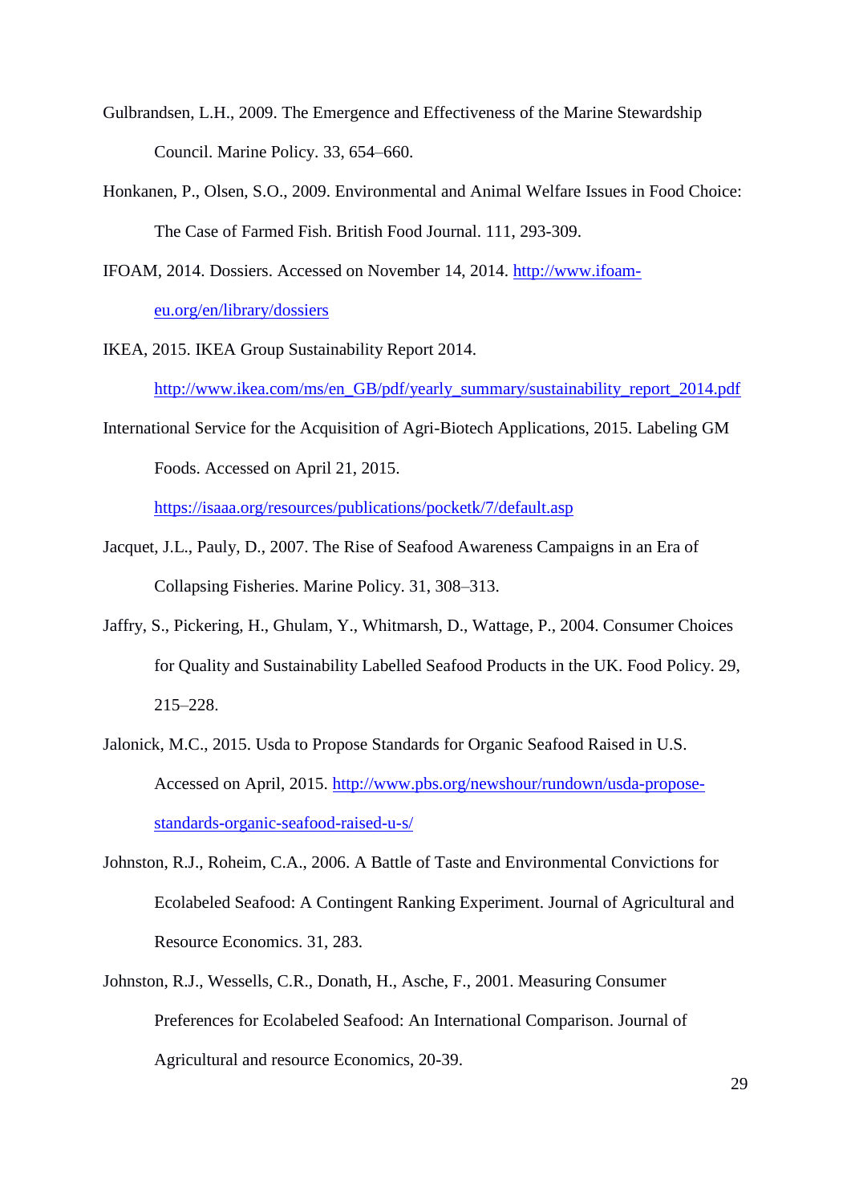Gulbrandsen, L.H., 2009. The Emergence and Effectiveness of the Marine Stewardship Council. Marine Policy. 33, 654–660.

Honkanen, P., Olsen, S.O., 2009. Environmental and Animal Welfare Issues in Food Choice: The Case of Farmed Fish. British Food Journal. 111, 293-309.

IFOAM, 2014. Dossiers. Accessed on November 14, 2014. http://www.ifoam-eu.org/en/library/dossiers

IKEA, 2015. IKEA Group Sustainability Report 2014. http://www.ikea.com/ms/en_GB/pdf/yearly_summary/sustainability_report_2014.pdf

International Service for the Acquisition of Agri-Biotech Applications, 2015. Labeling GM Foods. Accessed on April 21, 2015. https://isaaa.org/resources/publications/pocketk/7/default.asp

Jacquet, J.L., Pauly, D., 2007. The Rise of Seafood Awareness Campaigns in an Era of Collapsing Fisheries. Marine Policy. 31, 308–313.

Jaffry, S., Pickering, H., Ghulam, Y., Whitmarsh, D., Wattage, P., 2004. Consumer Choices for Quality and Sustainability Labelled Seafood Products in the UK. Food Policy. 29, 215–228.

Jalonick, M.C., 2015. Usda to Propose Standards for Organic Seafood Raised in U.S. Accessed on April, 2015. http://www.pbs.org/newshour/rundown/usda-propose-standards-organic-seafood-raised-u-s/

Johnston, R.J., Roheim, C.A., 2006. A Battle of Taste and Environmental Convictions for Ecolabeled Seafood: A Contingent Ranking Experiment. Journal of Agricultural and Resource Economics. 31, 283.

Johnston, R.J., Wessells, C.R., Donath, H., Asche, F., 2001. Measuring Consumer Preferences for Ecolabeled Seafood: An International Comparison. Journal of Agricultural and resource Economics, 20-39.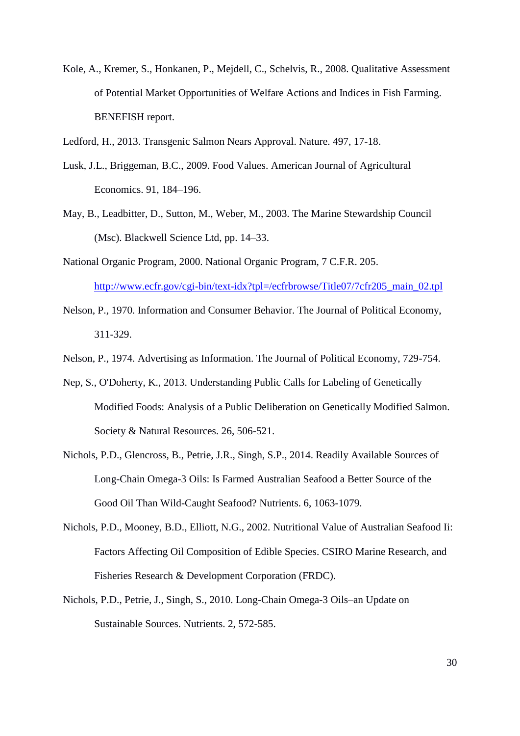Kole, A., Kremer, S., Honkanen, P., Mejdell, C., Schelvis, R., 2008. Qualitative Assessment of Potential Market Opportunities of Welfare Actions and Indices in Fish Farming. BENEFISH report.

Ledford, H., 2013. Transgenic Salmon Nears Approval. Nature. 497, 17-18.

Lusk, J.L., Briggeman, B.C., 2009. Food Values. American Journal of Agricultural Economics. 91, 184–196.

May, B., Leadbitter, D., Sutton, M., Weber, M., 2003. The Marine Stewardship Council (Msc). Blackwell Science Ltd, pp. 14–33.

National Organic Program, 2000. National Organic Program, 7 C.F.R. 205. http://www.ecfr.gov/cgi-bin/text-idx?tpl=/ecfrbrowse/Title07/7cfr205_main_02.tpl

Nelson, P., 1970. Information and Consumer Behavior. The Journal of Political Economy, 311-329.

Nelson, P., 1974. Advertising as Information. The Journal of Political Economy, 729-754.

Nep, S., O'Doherty, K., 2013. Understanding Public Calls for Labeling of Genetically Modified Foods: Analysis of a Public Deliberation on Genetically Modified Salmon. Society & Natural Resources. 26, 506-521.

Nichols, P.D., Glencross, B., Petrie, J.R., Singh, S.P., 2014. Readily Available Sources of Long-Chain Omega-3 Oils: Is Farmed Australian Seafood a Better Source of the Good Oil Than Wild-Caught Seafood? Nutrients. 6, 1063-1079.

Nichols, P.D., Mooney, B.D., Elliott, N.G., 2002. Nutritional Value of Australian Seafood Ii: Factors Affecting Oil Composition of Edible Species. CSIRO Marine Research, and Fisheries Research & Development Corporation (FRDC).

Nichols, P.D., Petrie, J., Singh, S., 2010. Long-Chain Omega-3 Oils–an Update on Sustainable Sources. Nutrients. 2, 572-585.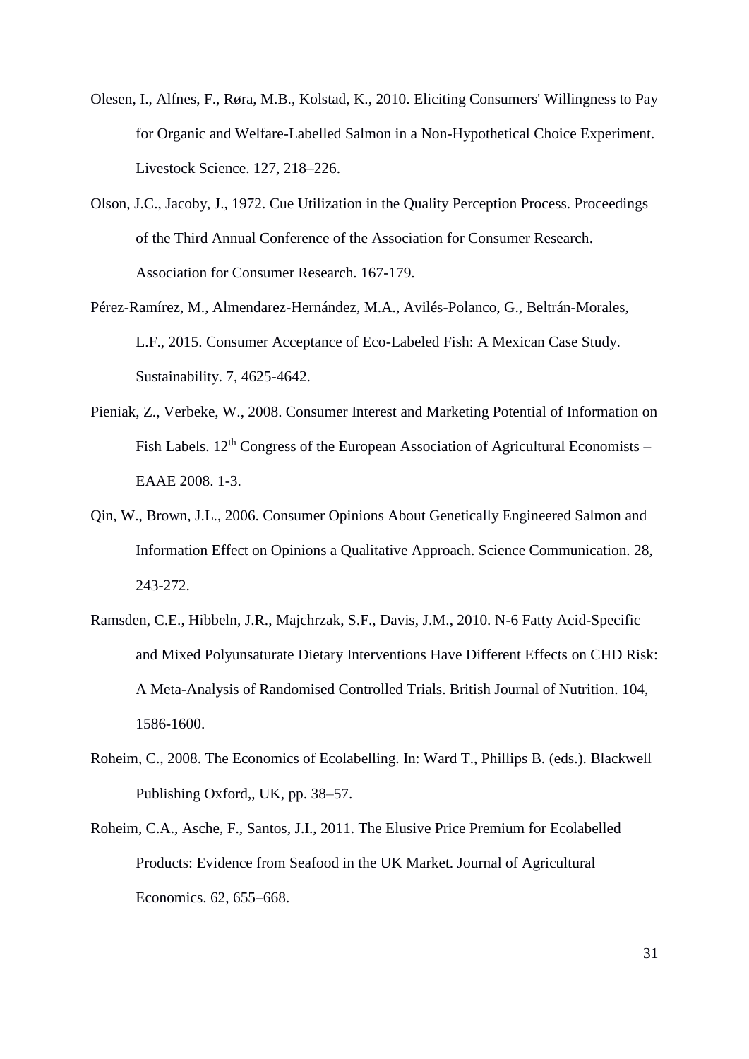Olesen, I., Alfnes, F., Røra, M.B., Kolstad, K., 2010. Eliciting Consumers' Willingness to Pay for Organic and Welfare-Labelled Salmon in a Non-Hypothetical Choice Experiment. Livestock Science. 127, 218–226.

Olson, J.C., Jacoby, J., 1972. Cue Utilization in the Quality Perception Process. Proceedings of the Third Annual Conference of the Association for Consumer Research. Association for Consumer Research. 167-179.

Pérez-Ramírez, M., Almendarez-Hernández, M.A., Avilés-Polanco, G., Beltrán-Morales, L.F., 2015. Consumer Acceptance of Eco-Labeled Fish: A Mexican Case Study. Sustainability. 7, 4625-4642.

Pieniak, Z., Verbeke, W., 2008. Consumer Interest and Marketing Potential of Information on Fish Labels. 12th Congress of the European Association of Agricultural Economists – EAAE 2008. 1-3.

Qin, W., Brown, J.L., 2006. Consumer Opinions About Genetically Engineered Salmon and Information Effect on Opinions a Qualitative Approach. Science Communication. 28, 243-272.

Ramsden, C.E., Hibbeln, J.R., Majchrzak, S.F., Davis, J.M., 2010. N-6 Fatty Acid-Specific and Mixed Polyunsaturate Dietary Interventions Have Different Effects on CHD Risk: A Meta-Analysis of Randomised Controlled Trials. British Journal of Nutrition. 104, 1586-1600.

Roheim, C., 2008. The Economics of Ecolabelling. In: Ward T., Phillips B. (eds.). Blackwell Publishing Oxford,, UK, pp. 38–57.

Roheim, C.A., Asche, F., Santos, J.I., 2011. The Elusive Price Premium for Ecolabelled Products: Evidence from Seafood in the UK Market. Journal of Agricultural Economics. 62, 655–668.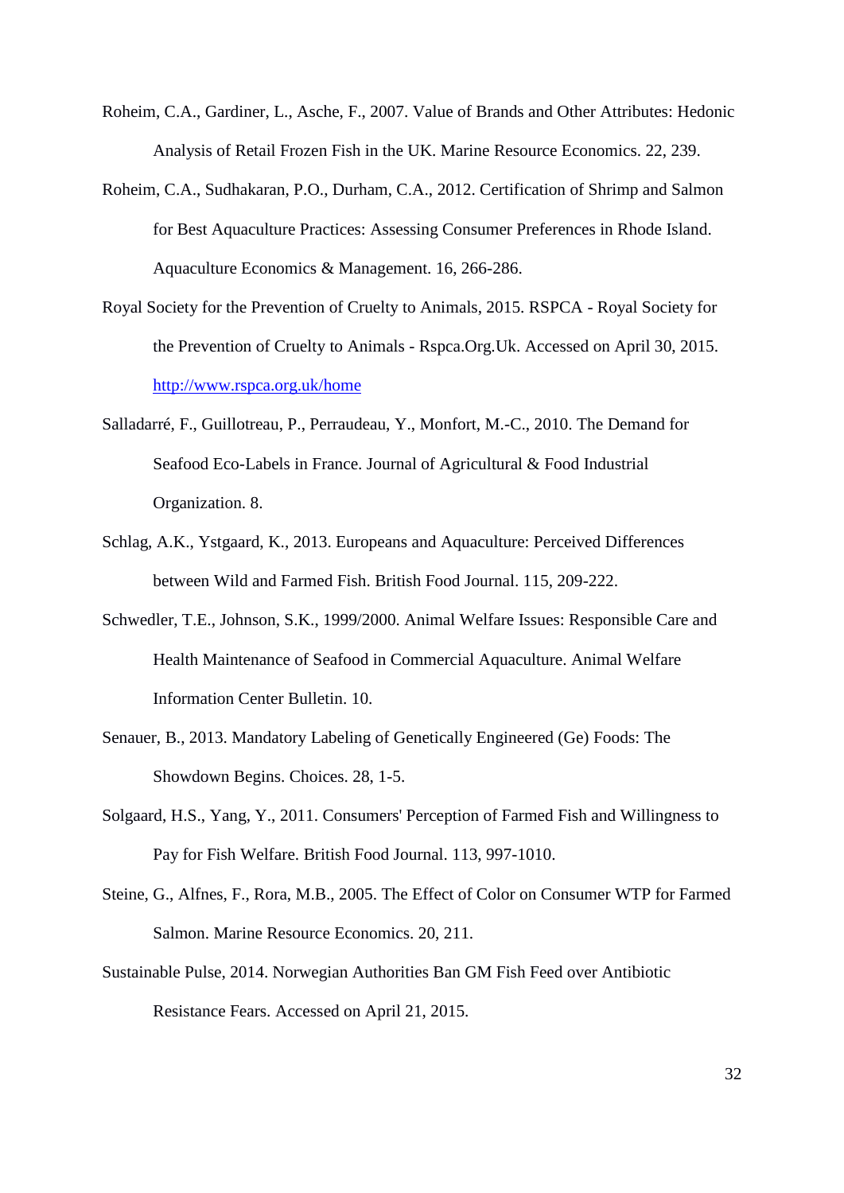Roheim, C.A., Gardiner, L., Asche, F., 2007. Value of Brands and Other Attributes: Hedonic Analysis of Retail Frozen Fish in the UK. Marine Resource Economics. 22, 239.

Roheim, C.A., Sudhakaran, P.O., Durham, C.A., 2012. Certification of Shrimp and Salmon for Best Aquaculture Practices: Assessing Consumer Preferences in Rhode Island. Aquaculture Economics & Management. 16, 266-286.

Royal Society for the Prevention of Cruelty to Animals, 2015. RSPCA - Royal Society for the Prevention of Cruelty to Animals - Rspca.Org.Uk. Accessed on April 30, 2015. http://www.rspca.org.uk/home

Salladarré, F., Guillotreau, P., Perraudeau, Y., Monfort, M.-C., 2010. The Demand for Seafood Eco-Labels in France. Journal of Agricultural & Food Industrial Organization. 8.

Schlag, A.K., Ystgaard, K., 2013. Europeans and Aquaculture: Perceived Differences between Wild and Farmed Fish. British Food Journal. 115, 209-222.

Schwedler, T.E., Johnson, S.K., 1999/2000. Animal Welfare Issues: Responsible Care and Health Maintenance of Seafood in Commercial Aquaculture. Animal Welfare Information Center Bulletin. 10.

Senauer, B., 2013. Mandatory Labeling of Genetically Engineered (Ge) Foods: The Showdown Begins. Choices. 28, 1-5.

Solgaard, H.S., Yang, Y., 2011. Consumers' Perception of Farmed Fish and Willingness to Pay for Fish Welfare. British Food Journal. 113, 997-1010.

Steine, G., Alfnes, F., Rora, M.B., 2005. The Effect of Color on Consumer WTP for Farmed Salmon. Marine Resource Economics. 20, 211.

Sustainable Pulse, 2014. Norwegian Authorities Ban GM Fish Feed over Antibiotic Resistance Fears. Accessed on April 21, 2015.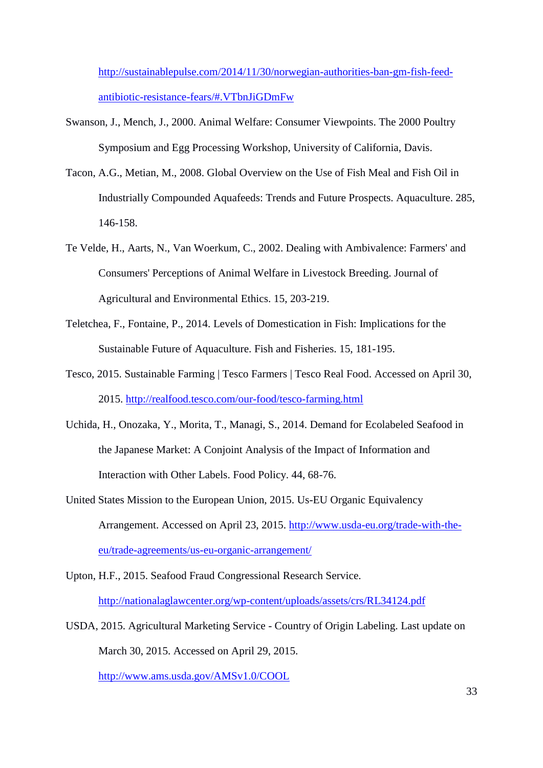http://sustainablepulse.com/2014/11/30/norwegian-authorities-ban-gm-fish-feed-antibiotic-resistance-fears/#.VTbnJiGDmFw

Swanson, J., Mench, J., 2000. Animal Welfare: Consumer Viewpoints. The 2000 Poultry Symposium and Egg Processing Workshop, University of California, Davis.

Tacon, A.G., Metian, M., 2008. Global Overview on the Use of Fish Meal and Fish Oil in Industrially Compounded Aquafeeds: Trends and Future Prospects. Aquaculture. 285, 146-158.

Te Velde, H., Aarts, N., Van Woerkum, C., 2002. Dealing with Ambivalence: Farmers' and Consumers' Perceptions of Animal Welfare in Livestock Breeding. Journal of Agricultural and Environmental Ethics. 15, 203-219.

Teletchea, F., Fontaine, P., 2014. Levels of Domestication in Fish: Implications for the Sustainable Future of Aquaculture. Fish and Fisheries. 15, 181-195.

Tesco, 2015. Sustainable Farming | Tesco Farmers | Tesco Real Food. Accessed on April 30, 2015. http://realfood.tesco.com/our-food/tesco-farming.html

Uchida, H., Onozaka, Y., Morita, T., Managi, S., 2014. Demand for Ecolabeled Seafood in the Japanese Market: A Conjoint Analysis of the Impact of Information and Interaction with Other Labels. Food Policy. 44, 68-76.

United States Mission to the European Union, 2015. Us-EU Organic Equivalency Arrangement. Accessed on April 23, 2015. http://www.usda-eu.org/trade-with-the-eu/trade-agreements/us-eu-organic-arrangement/

Upton, H.F., 2015. Seafood Fraud Congressional Research Service. http://nationalaglawcenter.org/wp-content/uploads/assets/crs/RL34124.pdf

USDA, 2015. Agricultural Marketing Service - Country of Origin Labeling. Last update on March 30, 2015. Accessed on April 29, 2015. http://www.ams.usda.gov/AMSv1.0/COOL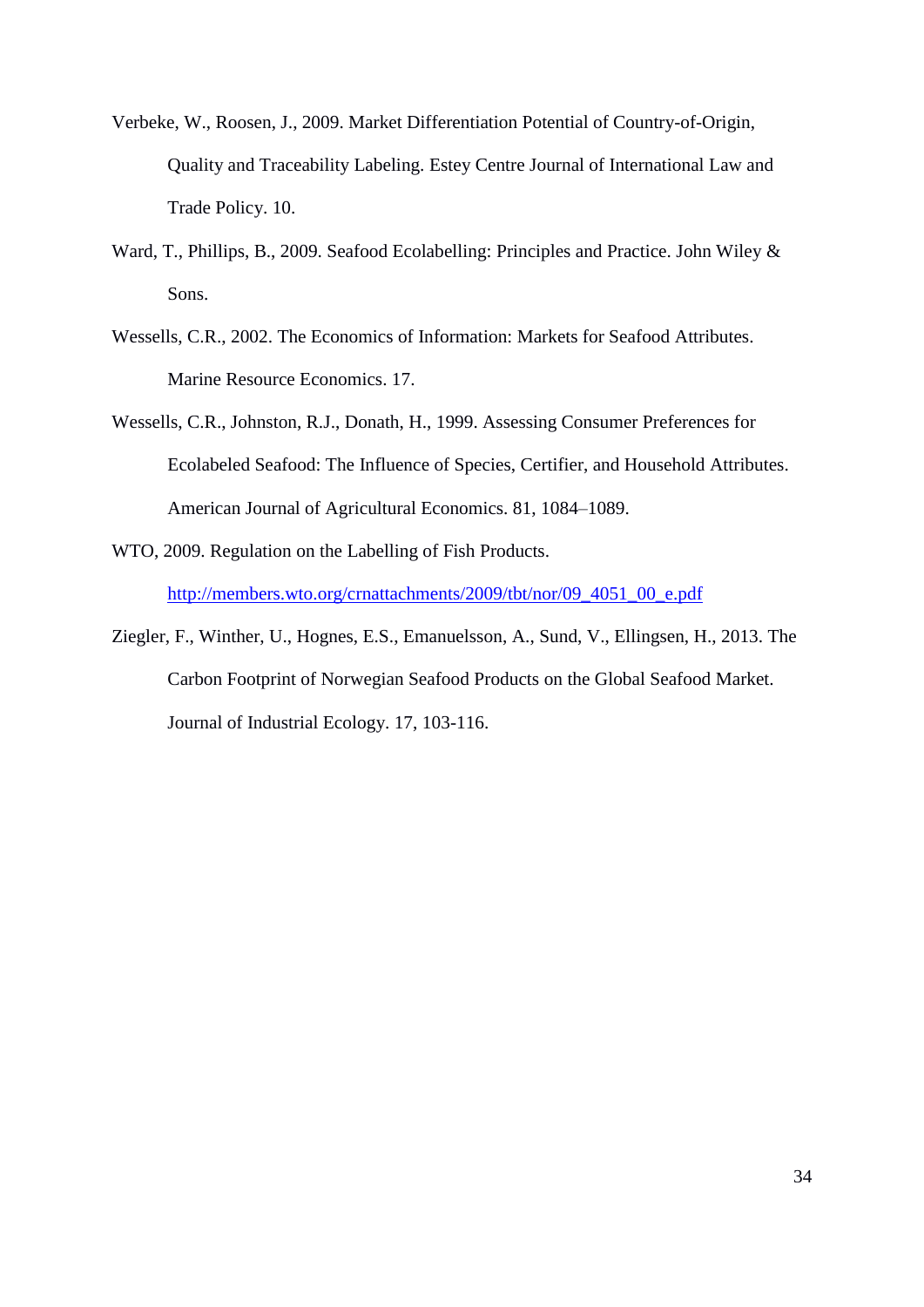Verbeke, W., Roosen, J., 2009. Market Differentiation Potential of Country-of-Origin, Quality and Traceability Labeling. Estey Centre Journal of International Law and Trade Policy. 10.

Ward, T., Phillips, B., 2009. Seafood Ecolabelling: Principles and Practice. John Wiley & Sons.

Wessells, C.R., 2002. The Economics of Information: Markets for Seafood Attributes. Marine Resource Economics. 17.

Wessells, C.R., Johnston, R.J., Donath, H., 1999. Assessing Consumer Preferences for Ecolabeled Seafood: The Influence of Species, Certifier, and Household Attributes. American Journal of Agricultural Economics. 81, 1084–1089.

WTO, 2009. Regulation on the Labelling of Fish Products. http://members.wto.org/crnattachments/2009/tbt/nor/09_4051_00_e.pdf

Ziegler, F., Winther, U., Hognes, E.S., Emanuelsson, A., Sund, V., Ellingsen, H., 2013. The Carbon Footprint of Norwegian Seafood Products on the Global Seafood Market. Journal of Industrial Ecology. 17, 103-116.